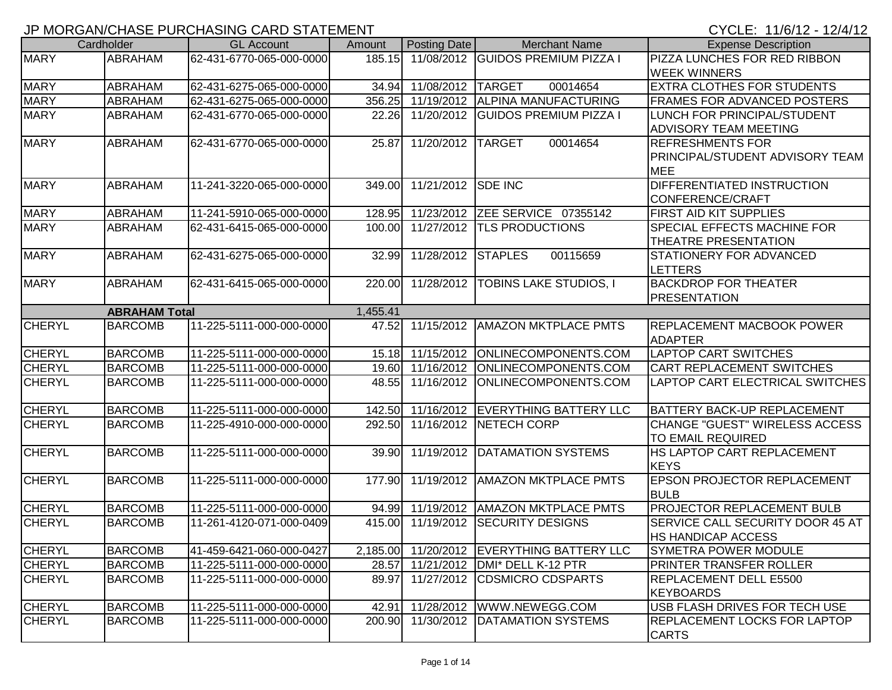JP MORGAN/CHASE PURCHASING CARD STATEMENT

CYCLE: 11/6/12 - 12/4/12

| Cardholder | | GL Account | Amount | Posting Date | Merchant Name | Expense Description |
|---|---|---|---|---|---|---|
| MARY | ABRAHAM | 62-431-6770-065-000-0000 | 185.15 | 11/08/2012 | GUIDOS PREMIUM PIZZA I | PIZZA LUNCHES FOR RED RIBBON WEEK WINNERS |
| MARY | ABRAHAM | 62-431-6275-065-000-0000 | 34.94 | 11/08/2012 | TARGET 00014654 | EXTRA CLOTHES FOR STUDENTS |
| MARY | ABRAHAM | 62-431-6275-065-000-0000 | 356.25 | 11/19/2012 | ALPINA MANUFACTURING | FRAMES FOR ADVANCED POSTERS |
| MARY | ABRAHAM | 62-431-6770-065-000-0000 | 22.26 | 11/20/2012 | GUIDOS PREMIUM PIZZA I | LUNCH FOR PRINCIPAL/STUDENT ADVISORY TEAM MEETING |
| MARY | ABRAHAM | 62-431-6770-065-000-0000 | 25.87 | 11/20/2012 | TARGET 00014654 | REFRESHMENTS FOR PRINCIPAL/STUDENT ADVISORY TEAM MEE |
| MARY | ABRAHAM | 11-241-3220-065-000-0000 | 349.00 | 11/21/2012 | SDE INC | DIFFERENTIATED INSTRUCTION CONFERENCE/CRAFT |
| MARY | ABRAHAM | 11-241-5910-065-000-0000 | 128.95 | 11/23/2012 | ZEE SERVICE 07355142 | FIRST AID KIT SUPPLIES |
| MARY | ABRAHAM | 62-431-6415-065-000-0000 | 100.00 | 11/27/2012 | TLS PRODUCTIONS | SPECIAL EFFECTS MACHINE FOR THEATRE PRESENTATION |
| MARY | ABRAHAM | 62-431-6275-065-000-0000 | 32.99 | 11/28/2012 | STAPLES 00115659 | STATIONERY FOR ADVANCED LETTERS |
| MARY | ABRAHAM | 62-431-6415-065-000-0000 | 220.00 | 11/28/2012 | TOBINS LAKE STUDIOS, I | BACKDROP FOR THEATER PRESENTATION |
| | **ABRAHAM Total** | | 1,455.41 | | | |
| CHERYL | BARCOMB | 11-225-5111-000-000-0000 | 47.52 | 11/15/2012 | AMAZON MKTPLACE PMTS | REPLACEMENT MACBOOK POWER ADAPTER |
| CHERYL | BARCOMB | 11-225-5111-000-000-0000 | 15.18 | 11/15/2012 | ONLINECOMPONENTS.COM | LAPTOP CART SWITCHES |
| CHERYL | BARCOMB | 11-225-5111-000-000-0000 | 19.60 | 11/16/2012 | ONLINECOMPONENTS.COM | CART REPLACEMENT SWITCHES |
| CHERYL | BARCOMB | 11-225-5111-000-000-0000 | 48.55 | 11/16/2012 | ONLINECOMPONENTS.COM | LAPTOP CART ELECTRICAL SWITCHES |
| CHERYL | BARCOMB | 11-225-5111-000-000-0000 | 142.50 | 11/16/2012 | EVERYTHING BATTERY LLC | BATTERY BACK-UP REPLACEMENT |
| CHERYL | BARCOMB | 11-225-4910-000-000-0000 | 292.50 | 11/16/2012 | NETECH CORP | CHANGE "GUEST" WIRELESS ACCESS TO EMAIL REQUIRED |
| CHERYL | BARCOMB | 11-225-5111-000-000-0000 | 39.90 | 11/19/2012 | DATAMATION SYSTEMS | HS LAPTOP CART REPLACEMENT KEYS |
| CHERYL | BARCOMB | 11-225-5111-000-000-0000 | 177.90 | 11/19/2012 | AMAZON MKTPLACE PMTS | EPSON PROJECTOR REPLACEMENT BULB |
| CHERYL | BARCOMB | 11-225-5111-000-000-0000 | 94.99 | 11/19/2012 | AMAZON MKTPLACE PMTS | PROJECTOR REPLACEMENT BULB |
| CHERYL | BARCOMB | 11-261-4120-071-000-0409 | 415.00 | 11/19/2012 | SECURITY DESIGNS | SERVICE CALL SECURITY DOOR 45 AT HS HANDICAP ACCESS |
| CHERYL | BARCOMB | 41-459-6421-060-000-0427 | 2,185.00 | 11/20/2012 | EVERYTHING BATTERY LLC | SYMETRA POWER MODULE |
| CHERYL | BARCOMB | 11-225-5111-000-000-0000 | 28.57 | 11/21/2012 | DMI* DELL K-12 PTR | PRINTER TRANSFER ROLLER |
| CHERYL | BARCOMB | 11-225-5111-000-000-0000 | 89.97 | 11/27/2012 | CDSMICRO CDSPARTS | REPLACEMENT DELL E5500 KEYBOARDS |
| CHERYL | BARCOMB | 11-225-5111-000-000-0000 | 42.91 | 11/28/2012 | WWW.NEWEGG.COM | USB FLASH DRIVES FOR TECH USE |
| CHERYL | BARCOMB | 11-225-5111-000-000-0000 | 200.90 | 11/30/2012 | DATAMATION SYSTEMS | REPLACEMENT LOCKS FOR LAPTOP CARTS |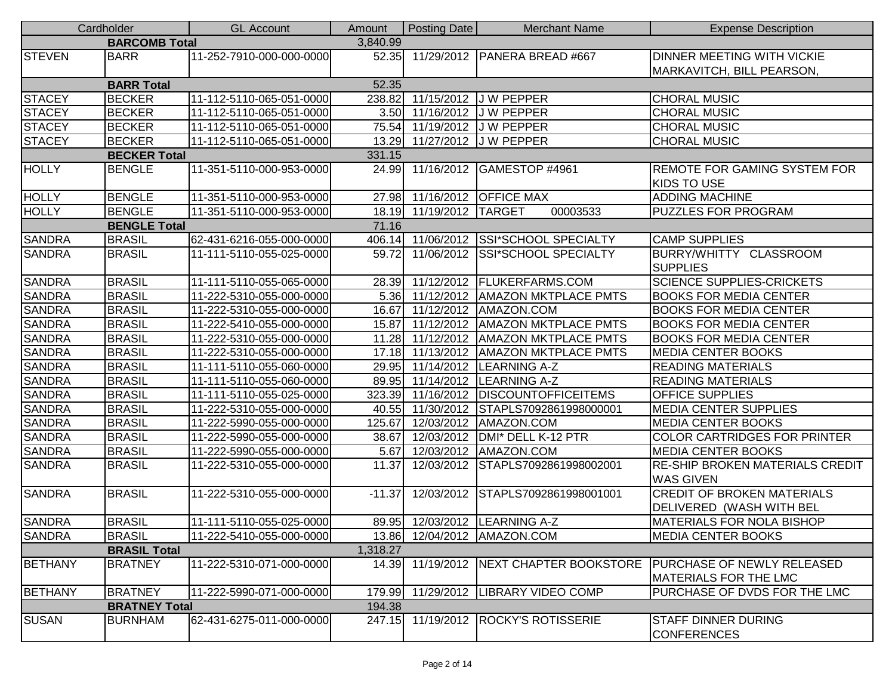| Cardholder | | GL Account | Amount | Posting Date | Merchant Name | Expense Description |
|---|---|---|---|---|---|---|
| | **BARCOMB Total** | | 3,840.99 | | | |
| STEVEN | BARR | 11-252-7910-000-000-0000 | 52.35 | 11/29/2012 | PANERA BREAD #667 | DINNER MEETING WITH VICKIE MARKAVITCH, BILL PEARSON, |
| | **BARR Total** | | 52.35 | | | |
| STACEY | BECKER | 11-112-5110-065-051-0000 | 238.82 | 11/15/2012 | J W PEPPER | CHORAL MUSIC |
| STACEY | BECKER | 11-112-5110-065-051-0000 | 3.50 | 11/16/2012 | J W PEPPER | CHORAL MUSIC |
| STACEY | BECKER | 11-112-5110-065-051-0000 | 75.54 | 11/19/2012 | J W PEPPER | CHORAL MUSIC |
| STACEY | BECKER | 11-112-5110-065-051-0000 | 13.29 | 11/27/2012 | J W PEPPER | CHORAL MUSIC |
| | **BECKER Total** | | 331.15 | | | |
| HOLLY | BENGLE | 11-351-5110-000-953-0000 | 24.99 | 11/16/2012 | GAMESTOP #4961 | REMOTE FOR GAMING SYSTEM FOR KIDS TO USE |
| HOLLY | BENGLE | 11-351-5110-000-953-0000 | 27.98 | 11/16/2012 | OFFICE MAX | ADDING MACHINE |
| HOLLY | BENGLE | 11-351-5110-000-953-0000 | 18.19 | 11/19/2012 | TARGET 00003533 | PUZZLES FOR PROGRAM |
| | **BENGLE Total** | | 71.16 | | | |
| SANDRA | BRASIL | 62-431-6216-055-000-0000 | 406.14 | 11/06/2012 | SSI*SCHOOL SPECIALTY | CAMP SUPPLIES |
| SANDRA | BRASIL | 11-111-5110-055-025-0000 | 59.72 | 11/06/2012 | SSI*SCHOOL SPECIALTY | BURRY/WHITTY CLASSROOM SUPPLIES |
| SANDRA | BRASIL | 11-111-5110-055-065-0000 | 28.39 | 11/12/2012 | FLUKERFARMS.COM | SCIENCE SUPPLIES-CRICKETS |
| SANDRA | BRASIL | 11-222-5310-055-000-0000 | 5.36 | 11/12/2012 | AMAZON MKTPLACE PMTS | BOOKS FOR MEDIA CENTER |
| SANDRA | BRASIL | 11-222-5310-055-000-0000 | 16.67 | 11/12/2012 | AMAZON.COM | BOOKS FOR MEDIA CENTER |
| SANDRA | BRASIL | 11-222-5410-055-000-0000 | 15.87 | 11/12/2012 | AMAZON MKTPLACE PMTS | BOOKS FOR MEDIA CENTER |
| SANDRA | BRASIL | 11-222-5310-055-000-0000 | 11.28 | 11/12/2012 | AMAZON MKTPLACE PMTS | BOOKS FOR MEDIA CENTER |
| SANDRA | BRASIL | 11-222-5310-055-000-0000 | 17.18 | 11/13/2012 | AMAZON MKTPLACE PMTS | MEDIA CENTER BOOKS |
| SANDRA | BRASIL | 11-111-5110-055-060-0000 | 29.95 | 11/14/2012 | LEARNING A-Z | READING MATERIALS |
| SANDRA | BRASIL | 11-111-5110-055-060-0000 | 89.95 | 11/14/2012 | LEARNING A-Z | READING MATERIALS |
| SANDRA | BRASIL | 11-111-5110-055-025-0000 | 323.39 | 11/16/2012 | DISCOUNTOFFICEITEMS | OFFICE SUPPLIES |
| SANDRA | BRASIL | 11-222-5310-055-000-0000 | 40.55 | 11/30/2012 | STAPLS7092861998000001 | MEDIA CENTER SUPPLIES |
| SANDRA | BRASIL | 11-222-5310-055-000-0000 | 125.67 | 12/03/2012 | AMAZON.COM | MEDIA CENTER BOOKS |
| SANDRA | BRASIL | 11-222-5990-055-000-0000 | 38.67 | 12/03/2012 | DMI* DELL K-12 PTR | COLOR CARTRIDGES FOR PRINTER |
| SANDRA | BRASIL | 11-222-5990-055-000-0000 | 5.67 | 12/03/2012 | AMAZON.COM | MEDIA CENTER BOOKS |
| SANDRA | BRASIL | 11-222-5310-055-000-0000 | 11.37 | 12/03/2012 | STAPLS7092861998002001 | RE-SHIP BROKEN MATERIALS CREDIT WAS GIVEN |
| SANDRA | BRASIL | 11-222-5310-055-000-0000 | -11.37 | 12/03/2012 | STAPLS7092861998001001 | CREDIT OF BROKEN MATERIALS DELIVERED (WASH WITH BEL |
| SANDRA | BRASIL | 11-111-5110-055-025-0000 | 89.95 | 12/03/2012 | LEARNING A-Z | MATERIALS FOR NOLA BISHOP |
| SANDRA | BRASIL | 11-222-5410-055-000-0000 | 13.86 | 12/04/2012 | AMAZON.COM | MEDIA CENTER BOOKS |
| | **BRASIL Total** | | 1,318.27 | | | |
| BETHANY | BRATNEY | 11-222-5310-071-000-0000 | 14.39 | 11/19/2012 | NEXT CHAPTER BOOKSTORE | PURCHASE OF NEWLY RELEASED MATERIALS FOR THE LMC |
| BETHANY | BRATNEY | 11-222-5990-071-000-0000 | 179.99 | 11/29/2012 | LIBRARY VIDEO COMP | PURCHASE OF DVDS FOR THE LMC |
| | **BRATNEY Total** | | 194.38 | | | |
| SUSAN | BURNHAM | 62-431-6275-011-000-0000 | 247.15 | 11/19/2012 | ROCKY'S ROTISSERIE | STAFF DINNER DURING CONFERENCES |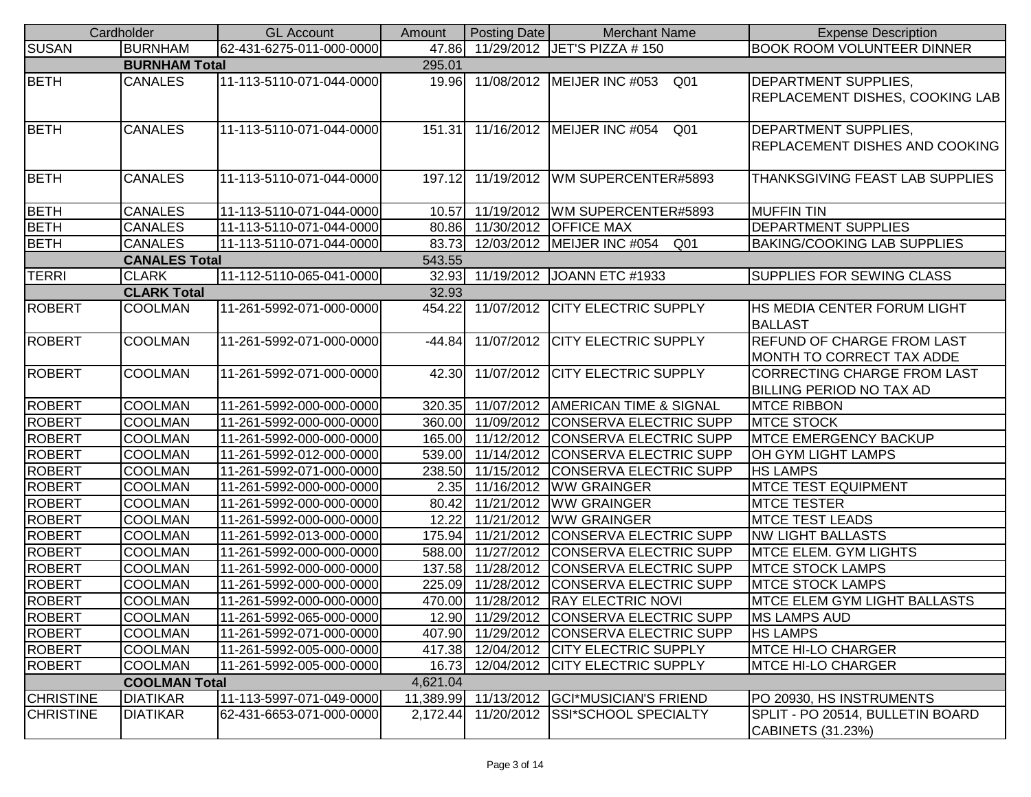| Cardholder | | GL Account | Amount | Posting Date | Merchant Name | Expense Description |
|---|---|---|---|---|---|---|
| SUSAN | BURNHAM | 62-431-6275-011-000-0000 | 47.86 | 11/29/2012 | JET'S PIZZA # 150 | BOOK ROOM VOLUNTEER DINNER |
| | BURNHAM Total | | 295.01 | | | |
| BETH | CANALES | 11-113-5110-071-044-0000 | 19.96 | 11/08/2012 | MEIJER INC #053 Q01 | DEPARTMENT SUPPLIES, REPLACEMENT DISHES, COOKING LAB |
| BETH | CANALES | 11-113-5110-071-044-0000 | 151.31 | 11/16/2012 | MEIJER INC #054 Q01 | DEPARTMENT SUPPLIES, REPLACEMENT DISHES AND COOKING |
| BETH | CANALES | 11-113-5110-071-044-0000 | 197.12 | 11/19/2012 | WM SUPERCENTER#5893 | THANKSGIVING FEAST LAB SUPPLIES |
| BETH | CANALES | 11-113-5110-071-044-0000 | 10.57 | 11/19/2012 | WM SUPERCENTER#5893 | MUFFIN TIN |
| BETH | CANALES | 11-113-5110-071-044-0000 | 80.86 | 11/30/2012 | OFFICE MAX | DEPARTMENT SUPPLIES |
| BETH | CANALES | 11-113-5110-071-044-0000 | 83.73 | 12/03/2012 | MEIJER INC #054 Q01 | BAKING/COOKING LAB SUPPLIES |
| | CANALES Total | | 543.55 | | | |
| TERRI | CLARK | 11-112-5110-065-041-0000 | 32.93 | 11/19/2012 | JOANN ETC #1933 | SUPPLIES FOR SEWING CLASS |
| | CLARK Total | | 32.93 | | | |
| ROBERT | COOLMAN | 11-261-5992-071-000-0000 | 454.22 | 11/07/2012 | CITY ELECTRIC SUPPLY | HS MEDIA CENTER FORUM LIGHT BALLAST |
| ROBERT | COOLMAN | 11-261-5992-071-000-0000 | -44.84 | 11/07/2012 | CITY ELECTRIC SUPPLY | REFUND OF CHARGE FROM LAST MONTH TO CORRECT TAX ADDE |
| ROBERT | COOLMAN | 11-261-5992-071-000-0000 | 42.30 | 11/07/2012 | CITY ELECTRIC SUPPLY | CORRECTING CHARGE FROM LAST BILLING PERIOD NO TAX AD |
| ROBERT | COOLMAN | 11-261-5992-000-000-0000 | 320.35 | 11/07/2012 | AMERICAN TIME & SIGNAL | MTCE RIBBON |
| ROBERT | COOLMAN | 11-261-5992-000-000-0000 | 360.00 | 11/09/2012 | CONSERVA ELECTRIC SUPP | MTCE STOCK |
| ROBERT | COOLMAN | 11-261-5992-000-000-0000 | 165.00 | 11/12/2012 | CONSERVA ELECTRIC SUPP | MTCE EMERGENCY BACKUP |
| ROBERT | COOLMAN | 11-261-5992-012-000-0000 | 539.00 | 11/14/2012 | CONSERVA ELECTRIC SUPP | OH GYM LIGHT LAMPS |
| ROBERT | COOLMAN | 11-261-5992-071-000-0000 | 238.50 | 11/15/2012 | CONSERVA ELECTRIC SUPP | HS LAMPS |
| ROBERT | COOLMAN | 11-261-5992-000-000-0000 | 2.35 | 11/16/2012 | WW GRAINGER | MTCE TEST EQUIPMENT |
| ROBERT | COOLMAN | 11-261-5992-000-000-0000 | 80.42 | 11/21/2012 | WW GRAINGER | MTCE TESTER |
| ROBERT | COOLMAN | 11-261-5992-000-000-0000 | 12.22 | 11/21/2012 | WW GRAINGER | MTCE TEST LEADS |
| ROBERT | COOLMAN | 11-261-5992-013-000-0000 | 175.94 | 11/21/2012 | CONSERVA ELECTRIC SUPP | NW LIGHT BALLASTS |
| ROBERT | COOLMAN | 11-261-5992-000-000-0000 | 588.00 | 11/27/2012 | CONSERVA ELECTRIC SUPP | MTCE ELEM. GYM LIGHTS |
| ROBERT | COOLMAN | 11-261-5992-000-000-0000 | 137.58 | 11/28/2012 | CONSERVA ELECTRIC SUPP | MTCE STOCK LAMPS |
| ROBERT | COOLMAN | 11-261-5992-000-000-0000 | 225.09 | 11/28/2012 | CONSERVA ELECTRIC SUPP | MTCE STOCK LAMPS |
| ROBERT | COOLMAN | 11-261-5992-000-000-0000 | 470.00 | 11/28/2012 | RAY ELECTRIC NOVI | MTCE ELEM GYM LIGHT BALLASTS |
| ROBERT | COOLMAN | 11-261-5992-065-000-0000 | 12.90 | 11/29/2012 | CONSERVA ELECTRIC SUPP | MS LAMPS AUD |
| ROBERT | COOLMAN | 11-261-5992-071-000-0000 | 407.90 | 11/29/2012 | CONSERVA ELECTRIC SUPP | HS LAMPS |
| ROBERT | COOLMAN | 11-261-5992-005-000-0000 | 417.38 | 12/04/2012 | CITY ELECTRIC SUPPLY | MTCE HI-LO CHARGER |
| ROBERT | COOLMAN | 11-261-5992-005-000-0000 | 16.73 | 12/04/2012 | CITY ELECTRIC SUPPLY | MTCE HI-LO CHARGER |
| | COOLMAN Total | | 4,621.04 | | | |
| CHRISTINE | DIATIKAR | 11-113-5997-071-049-0000 | 11,389.99 | 11/13/2012 | GCI*MUSICIAN'S FRIEND | PO 20930, HS INSTRUMENTS |
| CHRISTINE | DIATIKAR | 62-431-6653-071-000-0000 | 2,172.44 | 11/20/2012 | SSI*SCHOOL SPECIALTY | SPLIT - PO 20514, BULLETIN BOARD CABINETS (31.23%) |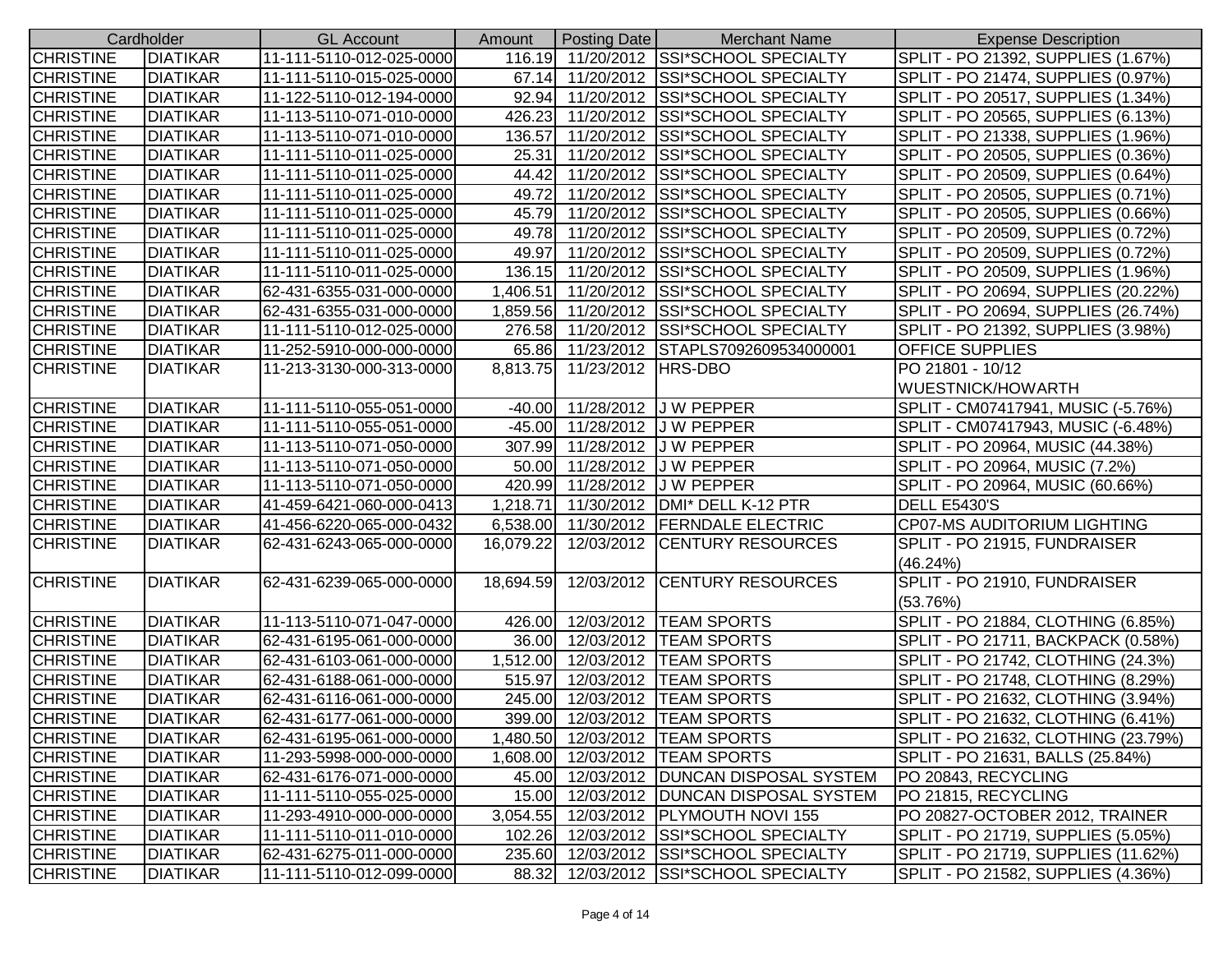| Cardholder | | GL Account | Amount | Posting Date | Merchant Name | Expense Description |
|---|---|---|---|---|---|---|
| CHRISTINE | DIATIKAR | 11-111-5110-012-025-0000 | 116.19 | 11/20/2012 | SSI*SCHOOL SPECIALTY | SPLIT - PO 21392, SUPPLIES (1.67%) |
| CHRISTINE | DIATIKAR | 11-111-5110-015-025-0000 | 67.14 | 11/20/2012 | SSI*SCHOOL SPECIALTY | SPLIT - PO 21474, SUPPLIES (0.97%) |
| CHRISTINE | DIATIKAR | 11-122-5110-012-194-0000 | 92.94 | 11/20/2012 | SSI*SCHOOL SPECIALTY | SPLIT - PO 20517, SUPPLIES (1.34%) |
| CHRISTINE | DIATIKAR | 11-113-5110-071-010-0000 | 426.23 | 11/20/2012 | SSI*SCHOOL SPECIALTY | SPLIT - PO 20565, SUPPLIES (6.13%) |
| CHRISTINE | DIATIKAR | 11-113-5110-071-010-0000 | 136.57 | 11/20/2012 | SSI*SCHOOL SPECIALTY | SPLIT - PO 21338, SUPPLIES (1.96%) |
| CHRISTINE | DIATIKAR | 11-111-5110-011-025-0000 | 25.31 | 11/20/2012 | SSI*SCHOOL SPECIALTY | SPLIT - PO 20505, SUPPLIES (0.36%) |
| CHRISTINE | DIATIKAR | 11-111-5110-011-025-0000 | 44.42 | 11/20/2012 | SSI*SCHOOL SPECIALTY | SPLIT - PO 20509, SUPPLIES (0.64%) |
| CHRISTINE | DIATIKAR | 11-111-5110-011-025-0000 | 49.72 | 11/20/2012 | SSI*SCHOOL SPECIALTY | SPLIT - PO 20505, SUPPLIES (0.71%) |
| CHRISTINE | DIATIKAR | 11-111-5110-011-025-0000 | 45.79 | 11/20/2012 | SSI*SCHOOL SPECIALTY | SPLIT - PO 20505, SUPPLIES (0.66%) |
| CHRISTINE | DIATIKAR | 11-111-5110-011-025-0000 | 49.78 | 11/20/2012 | SSI*SCHOOL SPECIALTY | SPLIT - PO 20509, SUPPLIES (0.72%) |
| CHRISTINE | DIATIKAR | 11-111-5110-011-025-0000 | 49.97 | 11/20/2012 | SSI*SCHOOL SPECIALTY | SPLIT - PO 20509, SUPPLIES (0.72%) |
| CHRISTINE | DIATIKAR | 11-111-5110-011-025-0000 | 136.15 | 11/20/2012 | SSI*SCHOOL SPECIALTY | SPLIT - PO 20509, SUPPLIES (1.96%) |
| CHRISTINE | DIATIKAR | 62-431-6355-031-000-0000 | 1,406.51 | 11/20/2012 | SSI*SCHOOL SPECIALTY | SPLIT - PO 20694, SUPPLIES (20.22%) |
| CHRISTINE | DIATIKAR | 62-431-6355-031-000-0000 | 1,859.56 | 11/20/2012 | SSI*SCHOOL SPECIALTY | SPLIT - PO 20694, SUPPLIES (26.74%) |
| CHRISTINE | DIATIKAR | 11-111-5110-012-025-0000 | 276.58 | 11/20/2012 | SSI*SCHOOL SPECIALTY | SPLIT - PO 21392, SUPPLIES (3.98%) |
| CHRISTINE | DIATIKAR | 11-252-5910-000-000-0000 | 65.86 | 11/23/2012 | STAPLS7092609534000001 | OFFICE SUPPLIES |
| CHRISTINE | DIATIKAR | 11-213-3130-000-313-0000 | 8,813.75 | 11/23/2012 | HRS-DBO | PO 21801 - 10/12 WUESTNICK/HOWARTH |
| CHRISTINE | DIATIKAR | 11-111-5110-055-051-0000 | -40.00 | 11/28/2012 | J W PEPPER | SPLIT - CM07417941, MUSIC (-5.76%) |
| CHRISTINE | DIATIKAR | 11-111-5110-055-051-0000 | -45.00 | 11/28/2012 | J W PEPPER | SPLIT - CM07417943, MUSIC (-6.48%) |
| CHRISTINE | DIATIKAR | 11-113-5110-071-050-0000 | 307.99 | 11/28/2012 | J W PEPPER | SPLIT - PO 20964, MUSIC (44.38%) |
| CHRISTINE | DIATIKAR | 11-113-5110-071-050-0000 | 50.00 | 11/28/2012 | J W PEPPER | SPLIT - PO 20964, MUSIC (7.2%) |
| CHRISTINE | DIATIKAR | 11-113-5110-071-050-0000 | 420.99 | 11/28/2012 | J W PEPPER | SPLIT - PO 20964, MUSIC (60.66%) |
| CHRISTINE | DIATIKAR | 41-459-6421-060-000-0413 | 1,218.71 | 11/30/2012 | DMI* DELL K-12 PTR | DELL E5430'S |
| CHRISTINE | DIATIKAR | 41-456-6220-065-000-0432 | 6,538.00 | 11/30/2012 | FERNDALE ELECTRIC | CP07-MS AUDITORIUM LIGHTING |
| CHRISTINE | DIATIKAR | 62-431-6243-065-000-0000 | 16,079.22 | 12/03/2012 | CENTURY RESOURCES | SPLIT - PO 21915, FUNDRAISER (46.24%) |
| CHRISTINE | DIATIKAR | 62-431-6239-065-000-0000 | 18,694.59 | 12/03/2012 | CENTURY RESOURCES | SPLIT - PO 21910, FUNDRAISER (53.76%) |
| CHRISTINE | DIATIKAR | 11-113-5110-071-047-0000 | 426.00 | 12/03/2012 | TEAM SPORTS | SPLIT - PO 21884, CLOTHING (6.85%) |
| CHRISTINE | DIATIKAR | 62-431-6195-061-000-0000 | 36.00 | 12/03/2012 | TEAM SPORTS | SPLIT - PO 21711, BACKPACK (0.58%) |
| CHRISTINE | DIATIKAR | 62-431-6103-061-000-0000 | 1,512.00 | 12/03/2012 | TEAM SPORTS | SPLIT - PO 21742, CLOTHING (24.3%) |
| CHRISTINE | DIATIKAR | 62-431-6188-061-000-0000 | 515.97 | 12/03/2012 | TEAM SPORTS | SPLIT - PO 21748, CLOTHING (8.29%) |
| CHRISTINE | DIATIKAR | 62-431-6116-061-000-0000 | 245.00 | 12/03/2012 | TEAM SPORTS | SPLIT - PO 21632, CLOTHING (3.94%) |
| CHRISTINE | DIATIKAR | 62-431-6177-061-000-0000 | 399.00 | 12/03/2012 | TEAM SPORTS | SPLIT - PO 21632, CLOTHING (6.41%) |
| CHRISTINE | DIATIKAR | 62-431-6195-061-000-0000 | 1,480.50 | 12/03/2012 | TEAM SPORTS | SPLIT - PO 21632, CLOTHING (23.79%) |
| CHRISTINE | DIATIKAR | 11-293-5998-000-000-0000 | 1,608.00 | 12/03/2012 | TEAM SPORTS | SPLIT - PO 21631, BALLS (25.84%) |
| CHRISTINE | DIATIKAR | 62-431-6176-071-000-0000 | 45.00 | 12/03/2012 | DUNCAN DISPOSAL SYSTEM | PO 20843, RECYCLING |
| CHRISTINE | DIATIKAR | 11-111-5110-055-025-0000 | 15.00 | 12/03/2012 | DUNCAN DISPOSAL SYSTEM | PO 21815, RECYCLING |
| CHRISTINE | DIATIKAR | 11-293-4910-000-000-0000 | 3,054.55 | 12/03/2012 | PLYMOUTH NOVI 155 | PO 20827-OCTOBER 2012, TRAINER |
| CHRISTINE | DIATIKAR | 11-111-5110-011-010-0000 | 102.26 | 12/03/2012 | SSI*SCHOOL SPECIALTY | SPLIT - PO 21719, SUPPLIES (5.05%) |
| CHRISTINE | DIATIKAR | 62-431-6275-011-000-0000 | 235.60 | 12/03/2012 | SSI*SCHOOL SPECIALTY | SPLIT - PO 21719, SUPPLIES (11.62%) |
| CHRISTINE | DIATIKAR | 11-111-5110-012-099-0000 | 88.32 | 12/03/2012 | SSI*SCHOOL SPECIALTY | SPLIT - PO 21582, SUPPLIES (4.36%) |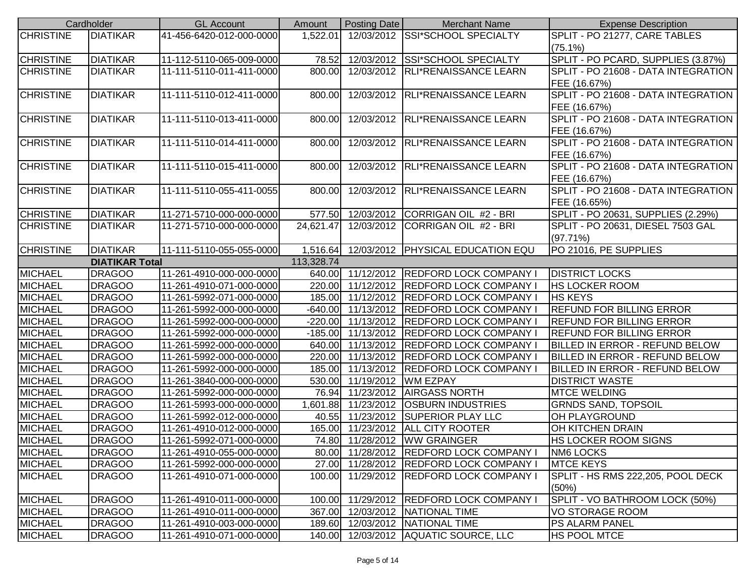| Cardholder | | GL Account | Amount | Posting Date | Merchant Name | Expense Description |
|---|---|---|---|---|---|---|
| CHRISTINE | DIATIKAR | 41-456-6420-012-000-0000 | 1,522.01 | 12/03/2012 | SSI*SCHOOL SPECIALTY | SPLIT - PO 21277, CARE TABLES (75.1%) |
| CHRISTINE | DIATIKAR | 11-112-5110-065-009-0000 | 78.52 | 12/03/2012 | SSI*SCHOOL SPECIALTY | SPLIT - PO PCARD, SUPPLIES (3.87%) |
| CHRISTINE | DIATIKAR | 11-111-5110-011-411-0000 | 800.00 | 12/03/2012 | RLI*RENAISSANCE LEARN | SPLIT - PO 21608 - DATA INTEGRATION FEE (16.67%) |
| CHRISTINE | DIATIKAR | 11-111-5110-012-411-0000 | 800.00 | 12/03/2012 | RLI*RENAISSANCE LEARN | SPLIT - PO 21608 - DATA INTEGRATION FEE (16.67%) |
| CHRISTINE | DIATIKAR | 11-111-5110-013-411-0000 | 800.00 | 12/03/2012 | RLI*RENAISSANCE LEARN | SPLIT - PO 21608 - DATA INTEGRATION FEE (16.67%) |
| CHRISTINE | DIATIKAR | 11-111-5110-014-411-0000 | 800.00 | 12/03/2012 | RLI*RENAISSANCE LEARN | SPLIT - PO 21608 - DATA INTEGRATION FEE (16.67%) |
| CHRISTINE | DIATIKAR | 11-111-5110-015-411-0000 | 800.00 | 12/03/2012 | RLI*RENAISSANCE LEARN | SPLIT - PO 21608 - DATA INTEGRATION FEE (16.67%) |
| CHRISTINE | DIATIKAR | 11-111-5110-055-411-0055 | 800.00 | 12/03/2012 | RLI*RENAISSANCE LEARN | SPLIT - PO 21608 - DATA INTEGRATION FEE (16.65%) |
| CHRISTINE | DIATIKAR | 11-271-5710-000-000-0000 | 577.50 | 12/03/2012 | CORRIGAN OIL #2 - BRI | SPLIT - PO 20631, SUPPLIES (2.29%) |
| CHRISTINE | DIATIKAR | 11-271-5710-000-000-0000 | 24,621.47 | 12/03/2012 | CORRIGAN OIL #2 - BRI | SPLIT - PO 20631, DIESEL 7503 GAL (97.71%) |
| CHRISTINE | DIATIKAR | 11-111-5110-055-055-0000 | 1,516.64 | 12/03/2012 | PHYSICAL EDUCATION EQU | PO 21016, PE SUPPLIES |
| | **DIATIKAR Total** | | 113,328.74 | | | |
| MICHAEL | DRAGOO | 11-261-4910-000-000-0000 | 640.00 | 11/12/2012 | REDFORD LOCK COMPANY I | DISTRICT LOCKS |
| MICHAEL | DRAGOO | 11-261-4910-071-000-0000 | 220.00 | 11/12/2012 | REDFORD LOCK COMPANY I | HS LOCKER ROOM |
| MICHAEL | DRAGOO | 11-261-5992-071-000-0000 | 185.00 | 11/12/2012 | REDFORD LOCK COMPANY I | HS KEYS |
| MICHAEL | DRAGOO | 11-261-5992-000-000-0000 | -640.00 | 11/13/2012 | REDFORD LOCK COMPANY I | REFUND FOR BILLING ERROR |
| MICHAEL | DRAGOO | 11-261-5992-000-000-0000 | -220.00 | 11/13/2012 | REDFORD LOCK COMPANY I | REFUND FOR BILLING ERROR |
| MICHAEL | DRAGOO | 11-261-5992-000-000-0000 | -185.00 | 11/13/2012 | REDFORD LOCK COMPANY I | REFUND FOR BILLING ERROR |
| MICHAEL | DRAGOO | 11-261-5992-000-000-0000 | 640.00 | 11/13/2012 | REDFORD LOCK COMPANY I | BILLED IN ERROR - REFUND BELOW |
| MICHAEL | DRAGOO | 11-261-5992-000-000-0000 | 220.00 | 11/13/2012 | REDFORD LOCK COMPANY I | BILLED IN ERROR - REFUND BELOW |
| MICHAEL | DRAGOO | 11-261-5992-000-000-0000 | 185.00 | 11/13/2012 | REDFORD LOCK COMPANY I | BILLED IN ERROR - REFUND BELOW |
| MICHAEL | DRAGOO | 11-261-3840-000-000-0000 | 530.00 | 11/19/2012 | WM EZPAY | DISTRICT WASTE |
| MICHAEL | DRAGOO | 11-261-5992-000-000-0000 | 76.94 | 11/23/2012 | AIRGASS NORTH | MTCE WELDING |
| MICHAEL | DRAGOO | 11-261-5993-000-000-0000 | 1,601.88 | 11/23/2012 | OSBURN INDUSTRIES | GRNDS SAND, TOPSOIL |
| MICHAEL | DRAGOO | 11-261-5992-012-000-0000 | 40.55 | 11/23/2012 | SUPERIOR PLAY LLC | OH PLAYGROUND |
| MICHAEL | DRAGOO | 11-261-4910-012-000-0000 | 165.00 | 11/23/2012 | ALL CITY ROOTER | OH KITCHEN DRAIN |
| MICHAEL | DRAGOO | 11-261-5992-071-000-0000 | 74.80 | 11/28/2012 | WW GRAINGER | HS LOCKER ROOM SIGNS |
| MICHAEL | DRAGOO | 11-261-4910-055-000-0000 | 80.00 | 11/28/2012 | REDFORD LOCK COMPANY I | NM6 LOCKS |
| MICHAEL | DRAGOO | 11-261-5992-000-000-0000 | 27.00 | 11/28/2012 | REDFORD LOCK COMPANY I | MTCE KEYS |
| MICHAEL | DRAGOO | 11-261-4910-071-000-0000 | 100.00 | 11/29/2012 | REDFORD LOCK COMPANY I | SPLIT - HS RMS 222,205, POOL DECK (50%) |
| MICHAEL | DRAGOO | 11-261-4910-011-000-0000 | 100.00 | 11/29/2012 | REDFORD LOCK COMPANY I | SPLIT - VO BATHROOM LOCK (50%) |
| MICHAEL | DRAGOO | 11-261-4910-011-000-0000 | 367.00 | 12/03/2012 | NATIONAL TIME | VO STORAGE ROOM |
| MICHAEL | DRAGOO | 11-261-4910-003-000-0000 | 189.60 | 12/03/2012 | NATIONAL TIME | PS ALARM PANEL |
| MICHAEL | DRAGOO | 11-261-4910-071-000-0000 | 140.00 | 12/03/2012 | AQUATIC SOURCE, LLC | HS POOL MTCE |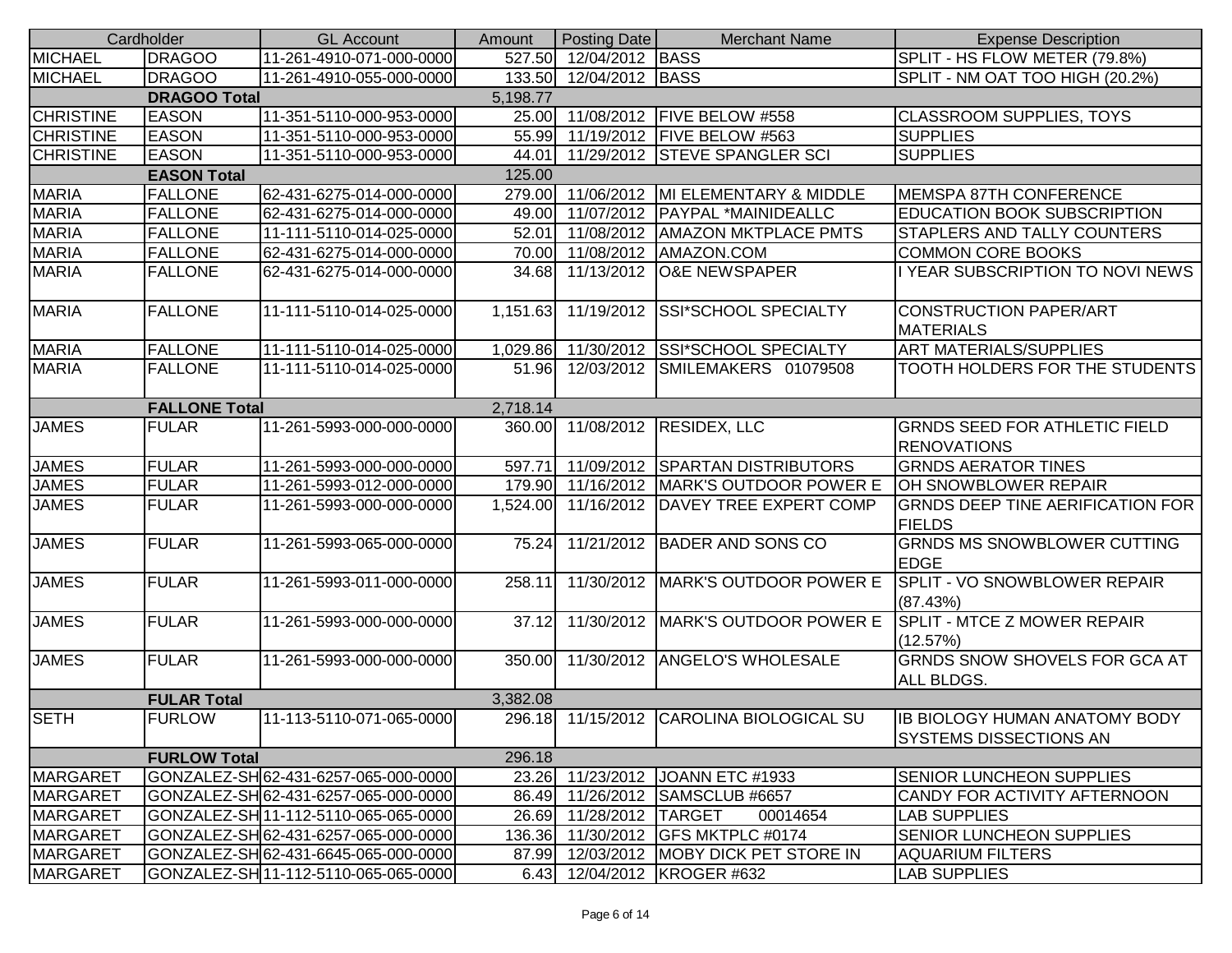| Cardholder | | GL Account | Amount | Posting Date | Merchant Name | Expense Description |
|---|---|---|---|---|---|---|
| MICHAEL | DRAGOO | 11-261-4910-071-000-0000 | 527.50 | 12/04/2012 | BASS | SPLIT - HS FLOW METER (79.8%) |
| MICHAEL | DRAGOO | 11-261-4910-055-000-0000 | 133.50 | 12/04/2012 | BASS | SPLIT - NM OAT TOO HIGH (20.2%) |
| | DRAGOO Total | | 5,198.77 | | | |
| CHRISTINE | EASON | 11-351-5110-000-953-0000 | 25.00 | 11/08/2012 | FIVE BELOW #558 | CLASSROOM SUPPLIES, TOYS |
| CHRISTINE | EASON | 11-351-5110-000-953-0000 | 55.99 | 11/19/2012 | FIVE BELOW #563 | SUPPLIES |
| CHRISTINE | EASON | 11-351-5110-000-953-0000 | 44.01 | 11/29/2012 | STEVE SPANGLER SCI | SUPPLIES |
| | EASON Total | | 125.00 | | | |
| MARIA | FALLONE | 62-431-6275-014-000-0000 | 279.00 | 11/06/2012 | MI ELEMENTARY & MIDDLE | MEMSPA 87TH CONFERENCE |
| MARIA | FALLONE | 62-431-6275-014-000-0000 | 49.00 | 11/07/2012 | PAYPAL *MAINIDEALLC | EDUCATION BOOK SUBSCRIPTION |
| MARIA | FALLONE | 11-111-5110-014-025-0000 | 52.01 | 11/08/2012 | AMAZON MKTPLACE PMTS | STAPLERS AND TALLY COUNTERS |
| MARIA | FALLONE | 62-431-6275-014-000-0000 | 70.00 | 11/08/2012 | AMAZON.COM | COMMON CORE BOOKS |
| MARIA | FALLONE | 62-431-6275-014-000-0000 | 34.68 | 11/13/2012 | O&E NEWSPAPER | I YEAR SUBSCRIPTION TO NOVI NEWS |
| MARIA | FALLONE | 11-111-5110-014-025-0000 | 1,151.63 | 11/19/2012 | SSI*SCHOOL SPECIALTY | CONSTRUCTION PAPER/ART MATERIALS |
| MARIA | FALLONE | 11-111-5110-014-025-0000 | 1,029.86 | 11/30/2012 | SSI*SCHOOL SPECIALTY | ART MATERIALS/SUPPLIES |
| MARIA | FALLONE | 11-111-5110-014-025-0000 | 51.96 | 12/03/2012 | SMILEMAKERS 01079508 | TOOTH HOLDERS FOR THE STUDENTS |
| | FALLONE Total | | 2,718.14 | | | |
| JAMES | FULAR | 11-261-5993-000-000-0000 | 360.00 | 11/08/2012 | RESIDEX, LLC | GRNDS SEED FOR ATHLETIC FIELD RENOVATIONS |
| JAMES | FULAR | 11-261-5993-000-000-0000 | 597.71 | 11/09/2012 | SPARTAN DISTRIBUTORS | GRNDS AERATOR TINES |
| JAMES | FULAR | 11-261-5993-012-000-0000 | 179.90 | 11/16/2012 | MARK'S OUTDOOR POWER E | OH SNOWBLOWER REPAIR |
| JAMES | FULAR | 11-261-5993-000-000-0000 | 1,524.00 | 11/16/2012 | DAVEY TREE EXPERT COMP | GRNDS DEEP TINE AERIFICATION FOR FIELDS |
| JAMES | FULAR | 11-261-5993-065-000-0000 | 75.24 | 11/21/2012 | BADER AND SONS CO | GRNDS MS SNOWBLOWER CUTTING EDGE |
| JAMES | FULAR | 11-261-5993-011-000-0000 | 258.11 | 11/30/2012 | MARK'S OUTDOOR POWER E | SPLIT - VO SNOWBLOWER REPAIR (87.43%) |
| JAMES | FULAR | 11-261-5993-000-000-0000 | 37.12 | 11/30/2012 | MARK'S OUTDOOR POWER E | SPLIT - MTCE Z MOWER REPAIR (12.57%) |
| JAMES | FULAR | 11-261-5993-000-000-0000 | 350.00 | 11/30/2012 | ANGELO'S WHOLESALE | GRNDS SNOW SHOVELS FOR GCA AT ALL BLDGS. |
| | FULAR Total | | 3,382.08 | | | |
| SETH | FURLOW | 11-113-5110-071-065-0000 | 296.18 | 11/15/2012 | CAROLINA BIOLOGICAL SU | IB BIOLOGY HUMAN ANATOMY BODY SYSTEMS DISSECTIONS AN |
| | FURLOW Total | | 296.18 | | | |
| MARGARET | GONZALEZ-SH | 62-431-6257-065-000-0000 | 23.26 | 11/23/2012 | JOANN ETC #1933 | SENIOR LUNCHEON SUPPLIES |
| MARGARET | GONZALEZ-SH | 62-431-6257-065-000-0000 | 86.49 | 11/26/2012 | SAMSCLUB #6657 | CANDY FOR ACTIVITY AFTERNOON |
| MARGARET | GONZALEZ-SH | 11-112-5110-065-065-0000 | 26.69 | 11/28/2012 | TARGET 00014654 | LAB SUPPLIES |
| MARGARET | GONZALEZ-SH | 62-431-6257-065-000-0000 | 136.36 | 11/30/2012 | GFS MKTPLC #0174 | SENIOR LUNCHEON SUPPLIES |
| MARGARET | GONZALEZ-SH | 62-431-6645-065-000-0000 | 87.99 | 12/03/2012 | MOBY DICK PET STORE IN | AQUARIUM FILTERS |
| MARGARET | GONZALEZ-SH | 11-112-5110-065-065-0000 | 6.43 | 12/04/2012 | KROGER #632 | LAB SUPPLIES |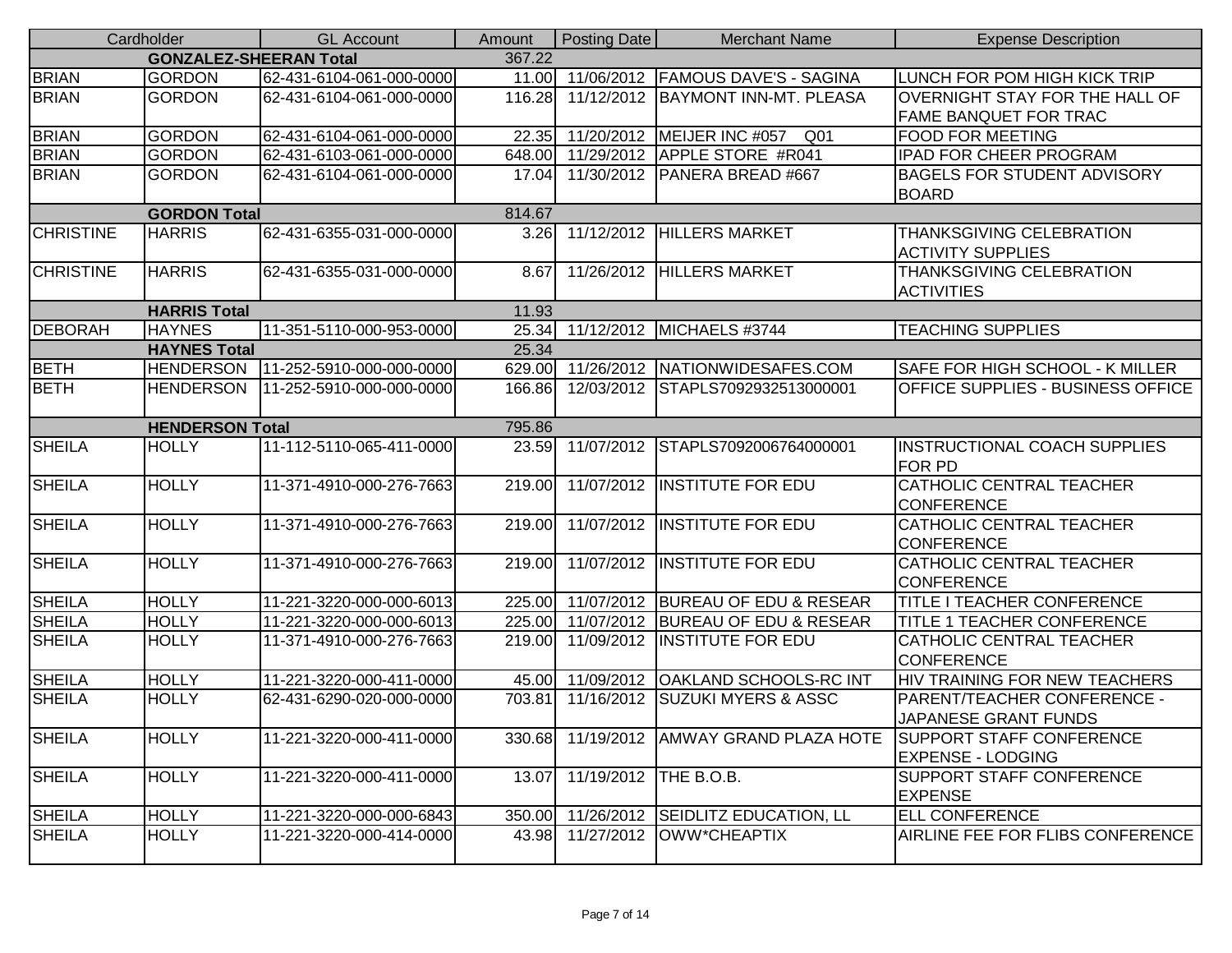| Cardholder | | GL Account | Amount | Posting Date | Merchant Name | Expense Description |
|---|---|---|---|---|---|---|
| | **GONZALEZ-SHEERAN Total** | | 367.22 | | | |
| BRIAN | GORDON | 62-431-6104-061-000-0000 | 11.00 | 11/06/2012 | FAMOUS DAVE'S - SAGINA | LUNCH FOR POM HIGH KICK TRIP |
| BRIAN | GORDON | 62-431-6104-061-000-0000 | 116.28 | 11/12/2012 | BAYMONT INN-MT. PLEASA | OVERNIGHT STAY FOR THE HALL OF FAME BANQUET FOR TRAC |
| BRIAN | GORDON | 62-431-6104-061-000-0000 | 22.35 | 11/20/2012 | MEIJER INC #057 Q01 | FOOD FOR MEETING |
| BRIAN | GORDON | 62-431-6103-061-000-0000 | 648.00 | 11/29/2012 | APPLE STORE #R041 | IPAD FOR CHEER PROGRAM |
| BRIAN | GORDON | 62-431-6104-061-000-0000 | 17.04 | 11/30/2012 | PANERA BREAD #667 | BAGELS FOR STUDENT ADVISORY BOARD |
| | **GORDON Total** | | 814.67 | | | |
| CHRISTINE | HARRIS | 62-431-6355-031-000-0000 | 3.26 | 11/12/2012 | HILLERS MARKET | THANKSGIVING CELEBRATION ACTIVITY SUPPLIES |
| CHRISTINE | HARRIS | 62-431-6355-031-000-0000 | 8.67 | 11/26/2012 | HILLERS MARKET | THANKSGIVING CELEBRATION ACTIVITIES |
| | **HARRIS Total** | | 11.93 | | | |
| DEBORAH | HAYNES | 11-351-5110-000-953-0000 | 25.34 | 11/12/2012 | MICHAELS #3744 | TEACHING SUPPLIES |
| | **HAYNES Total** | | 25.34 | | | |
| BETH | HENDERSON | 11-252-5910-000-000-0000 | 629.00 | 11/26/2012 | NATIONWIDESAFES.COM | SAFE FOR HIGH SCHOOL - K MILLER |
| BETH | HENDERSON | 11-252-5910-000-000-0000 | 166.86 | 12/03/2012 | STAPLS7092932513000001 | OFFICE SUPPLIES - BUSINESS OFFICE |
| | **HENDERSON Total** | | 795.86 | | | |
| SHEILA | HOLLY | 11-112-5110-065-411-0000 | 23.59 | 11/07/2012 | STAPLS7092006764000001 | INSTRUCTIONAL COACH SUPPLIES FOR PD |
| SHEILA | HOLLY | 11-371-4910-000-276-7663 | 219.00 | 11/07/2012 | INSTITUTE FOR EDU | CATHOLIC CENTRAL TEACHER CONFERENCE |
| SHEILA | HOLLY | 11-371-4910-000-276-7663 | 219.00 | 11/07/2012 | INSTITUTE FOR EDU | CATHOLIC CENTRAL TEACHER CONFERENCE |
| SHEILA | HOLLY | 11-371-4910-000-276-7663 | 219.00 | 11/07/2012 | INSTITUTE FOR EDU | CATHOLIC CENTRAL TEACHER CONFERENCE |
| SHEILA | HOLLY | 11-221-3220-000-000-6013 | 225.00 | 11/07/2012 | BUREAU OF EDU & RESEAR | TITLE I TEACHER CONFERENCE |
| SHEILA | HOLLY | 11-221-3220-000-000-6013 | 225.00 | 11/07/2012 | BUREAU OF EDU & RESEAR | TITLE 1 TEACHER CONFERENCE |
| SHEILA | HOLLY | 11-371-4910-000-276-7663 | 219.00 | 11/09/2012 | INSTITUTE FOR EDU | CATHOLIC CENTRAL TEACHER CONFERENCE |
| SHEILA | HOLLY | 11-221-3220-000-411-0000 | 45.00 | 11/09/2012 | OAKLAND SCHOOLS-RC INT | HIV TRAINING FOR NEW TEACHERS |
| SHEILA | HOLLY | 62-431-6290-020-000-0000 | 703.81 | 11/16/2012 | SUZUKI MYERS & ASSC | PARENT/TEACHER CONFERENCE - JAPANESE GRANT FUNDS |
| SHEILA | HOLLY | 11-221-3220-000-411-0000 | 330.68 | 11/19/2012 | AMWAY GRAND PLAZA HOTE | SUPPORT STAFF CONFERENCE EXPENSE - LODGING |
| SHEILA | HOLLY | 11-221-3220-000-411-0000 | 13.07 | 11/19/2012 | THE B.O.B. | SUPPORT STAFF CONFERENCE EXPENSE |
| SHEILA | HOLLY | 11-221-3220-000-000-6843 | 350.00 | 11/26/2012 | SEIDLITZ EDUCATION, LL | ELL CONFERENCE |
| SHEILA | HOLLY | 11-221-3220-000-414-0000 | 43.98 | 11/27/2012 | OWW*CHEAPTIX | AIRLINE FEE FOR FLIBS CONFERENCE |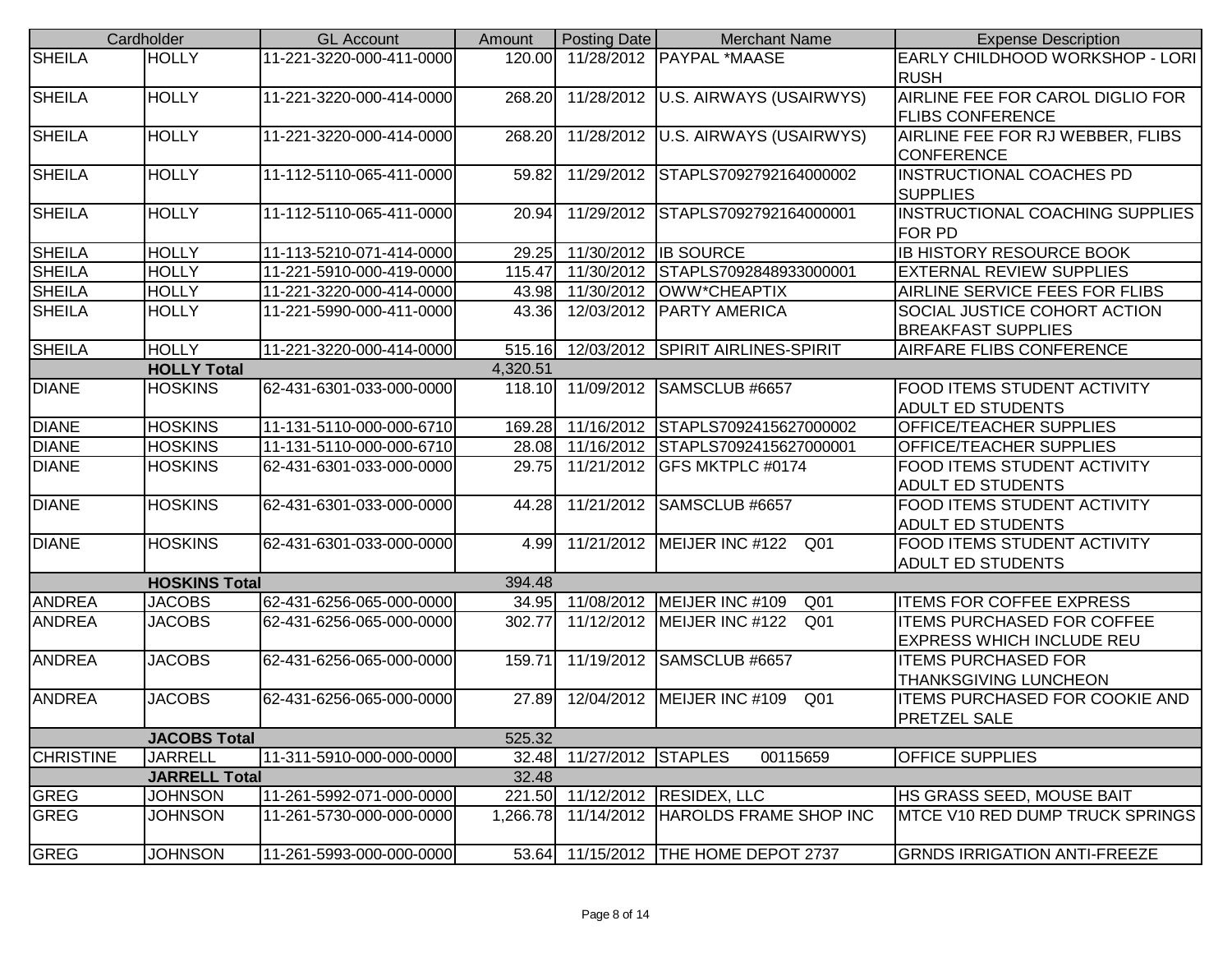| Cardholder | | GL Account | Amount | Posting Date | Merchant Name | Expense Description |
|---|---|---|---|---|---|---|
| SHEILA | HOLLY | 11-221-3220-000-411-0000 | 120.00 | 11/28/2012 | PAYPAL *MAASE | EARLY CHILDHOOD WORKSHOP - LORI RUSH |
| SHEILA | HOLLY | 11-221-3220-000-414-0000 | 268.20 | 11/28/2012 | U.S. AIRWAYS (USAIRWYS) | AIRLINE FEE FOR CAROL DIGLIO FOR FLIBS CONFERENCE |
| SHEILA | HOLLY | 11-221-3220-000-414-0000 | 268.20 | 11/28/2012 | U.S. AIRWAYS (USAIRWYS) | AIRLINE FEE FOR RJ WEBBER, FLIBS CONFERENCE |
| SHEILA | HOLLY | 11-112-5110-065-411-0000 | 59.82 | 11/29/2012 | STAPLS7092792164000002 | INSTRUCTIONAL COACHES PD SUPPLIES |
| SHEILA | HOLLY | 11-112-5110-065-411-0000 | 20.94 | 11/29/2012 | STAPLS7092792164000001 | INSTRUCTIONAL COACHING SUPPLIES FOR PD |
| SHEILA | HOLLY | 11-113-5210-071-414-0000 | 29.25 | 11/30/2012 | IB SOURCE | IB HISTORY RESOURCE BOOK |
| SHEILA | HOLLY | 11-221-5910-000-419-0000 | 115.47 | 11/30/2012 | STAPLS7092848933000001 | EXTERNAL REVIEW SUPPLIES |
| SHEILA | HOLLY | 11-221-3220-000-414-0000 | 43.98 | 11/30/2012 | OWW*CHEAPTIX | AIRLINE SERVICE FEES FOR FLIBS |
| SHEILA | HOLLY | 11-221-5990-000-411-0000 | 43.36 | 12/03/2012 | PARTY AMERICA | SOCIAL JUSTICE COHORT ACTION BREAKFAST SUPPLIES |
| SHEILA | HOLLY | 11-221-3220-000-414-0000 | 515.16 | 12/03/2012 | SPIRIT AIRLINES-SPIRIT | AIRFARE FLIBS CONFERENCE |
| | **HOLLY Total** | | 4,320.51 | | | |
| DIANE | HOSKINS | 62-431-6301-033-000-0000 | 118.10 | 11/09/2012 | SAMSCLUB #6657 | FOOD ITEMS STUDENT ACTIVITY ADULT ED STUDENTS |
| DIANE | HOSKINS | 11-131-5110-000-000-6710 | 169.28 | 11/16/2012 | STAPLS7092415627000002 | OFFICE/TEACHER SUPPLIES |
| DIANE | HOSKINS | 11-131-5110-000-000-6710 | 28.08 | 11/16/2012 | STAPLS7092415627000001 | OFFICE/TEACHER SUPPLIES |
| DIANE | HOSKINS | 62-431-6301-033-000-0000 | 29.75 | 11/21/2012 | GFS MKTPLC #0174 | FOOD ITEMS STUDENT ACTIVITY ADULT ED STUDENTS |
| DIANE | HOSKINS | 62-431-6301-033-000-0000 | 44.28 | 11/21/2012 | SAMSCLUB #6657 | FOOD ITEMS STUDENT ACTIVITY ADULT ED STUDENTS |
| DIANE | HOSKINS | 62-431-6301-033-000-0000 | 4.99 | 11/21/2012 | MEIJER INC #122 Q01 | FOOD ITEMS STUDENT ACTIVITY ADULT ED STUDENTS |
| | **HOSKINS Total** | | 394.48 | | | |
| ANDREA | JACOBS | 62-431-6256-065-000-0000 | 34.95 | 11/08/2012 | MEIJER INC #109 Q01 | ITEMS FOR COFFEE EXPRESS |
| ANDREA | JACOBS | 62-431-6256-065-000-0000 | 302.77 | 11/12/2012 | MEIJER INC #122 Q01 | ITEMS PURCHASED FOR COFFEE EXPRESS WHICH INCLUDE REU |
| ANDREA | JACOBS | 62-431-6256-065-000-0000 | 159.71 | 11/19/2012 | SAMSCLUB #6657 | ITEMS PURCHASED FOR THANKSGIVING LUNCHEON |
| ANDREA | JACOBS | 62-431-6256-065-000-0000 | 27.89 | 12/04/2012 | MEIJER INC #109 Q01 | ITEMS PURCHASED FOR COOKIE AND PRETZEL SALE |
| | **JACOBS Total** | | 525.32 | | | |
| CHRISTINE | JARRELL | 11-311-5910-000-000-0000 | 32.48 | 11/27/2012 | STAPLES 00115659 | OFFICE SUPPLIES |
| | **JARRELL Total** | | 32.48 | | | |
| GREG | JOHNSON | 11-261-5992-071-000-0000 | 221.50 | 11/12/2012 | RESIDEX, LLC | HS GRASS SEED, MOUSE BAIT |
| GREG | JOHNSON | 11-261-5730-000-000-0000 | 1,266.78 | 11/14/2012 | HAROLDS FRAME SHOP INC | MTCE V10 RED DUMP TRUCK SPRINGS |
| GREG | JOHNSON | 11-261-5993-000-000-0000 | 53.64 | 11/15/2012 | THE HOME DEPOT 2737 | GRNDS IRRIGATION ANTI-FREEZE |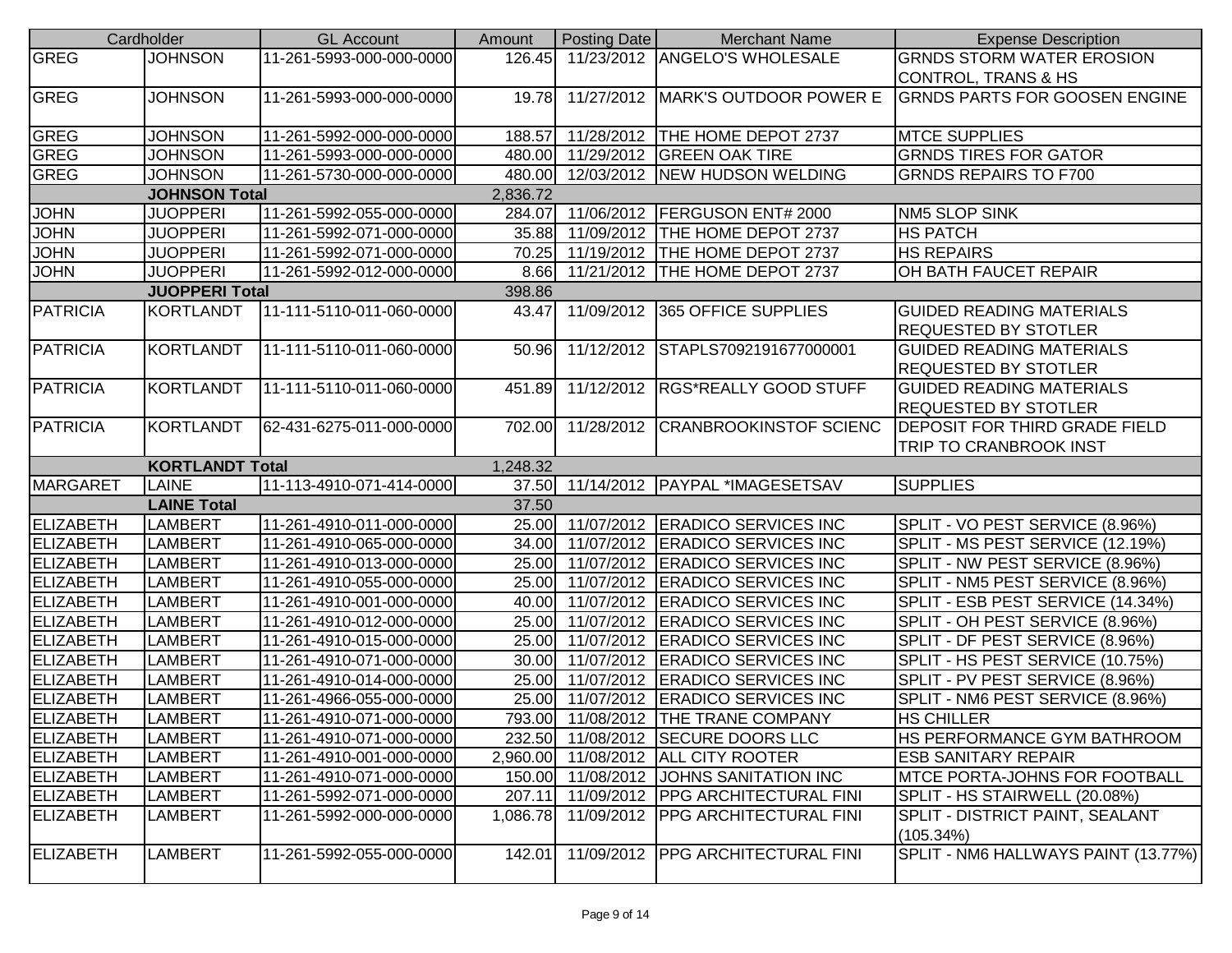| Cardholder | | GL Account | Amount | Posting Date | Merchant Name | Expense Description |
|---|---|---|---|---|---|---|
| GREG | JOHNSON | 11-261-5993-000-000-0000 | 126.45 | 11/23/2012 | ANGELO'S WHOLESALE | GRNDS STORM WATER EROSION CONTROL, TRANS & HS |
| GREG | JOHNSON | 11-261-5993-000-000-0000 | 19.78 | 11/27/2012 | MARK'S OUTDOOR POWER E | GRNDS PARTS FOR GOOSEN ENGINE |
| GREG | JOHNSON | 11-261-5992-000-000-0000 | 188.57 | 11/28/2012 | THE HOME DEPOT 2737 | MTCE SUPPLIES |
| GREG | JOHNSON | 11-261-5993-000-000-0000 | 480.00 | 11/29/2012 | GREEN OAK TIRE | GRNDS TIRES FOR GATOR |
| GREG | JOHNSON | 11-261-5730-000-000-0000 | 480.00 | 12/03/2012 | NEW HUDSON WELDING | GRNDS REPAIRS TO F700 |
| | **JOHNSON Total** | | 2,836.72 | | | |
| JOHN | JUOPPERI | 11-261-5992-055-000-0000 | 284.07 | 11/06/2012 | FERGUSON ENT# 2000 | NM5 SLOP SINK |
| JOHN | JUOPPERI | 11-261-5992-071-000-0000 | 35.88 | 11/09/2012 | THE HOME DEPOT 2737 | HS PATCH |
| JOHN | JUOPPERI | 11-261-5992-071-000-0000 | 70.25 | 11/19/2012 | THE HOME DEPOT 2737 | HS REPAIRS |
| JOHN | JUOPPERI | 11-261-5992-012-000-0000 | 8.66 | 11/21/2012 | THE HOME DEPOT 2737 | OH BATH FAUCET REPAIR |
| | **JUOPPERI Total** | | 398.86 | | | |
| PATRICIA | KORTLANDT | 11-111-5110-011-060-0000 | 43.47 | 11/09/2012 | 365 OFFICE SUPPLIES | GUIDED READING MATERIALS REQUESTED BY STOTLER |
| PATRICIA | KORTLANDT | 11-111-5110-011-060-0000 | 50.96 | 11/12/2012 | STAPLS7092191677000001 | GUIDED READING MATERIALS REQUESTED BY STOTLER |
| PATRICIA | KORTLANDT | 11-111-5110-011-060-0000 | 451.89 | 11/12/2012 | RGS*REALLY GOOD STUFF | GUIDED READING MATERIALS REQUESTED BY STOTLER |
| PATRICIA | KORTLANDT | 62-431-6275-011-000-0000 | 702.00 | 11/28/2012 | CRANBROOKINSTOF SCIENC | DEPOSIT FOR THIRD GRADE FIELD TRIP TO CRANBROOK INST |
| | **KORTLANDT Total** | | 1,248.32 | | | |
| MARGARET | LAINE | 11-113-4910-071-414-0000 | 37.50 | 11/14/2012 | PAYPAL *IMAGESETSAV | SUPPLIES |
| | **LAINE Total** | | 37.50 | | | |
| ELIZABETH | LAMBERT | 11-261-4910-011-000-0000 | 25.00 | 11/07/2012 | ERADICO SERVICES INC | SPLIT - VO PEST SERVICE (8.96%) |
| ELIZABETH | LAMBERT | 11-261-4910-065-000-0000 | 34.00 | 11/07/2012 | ERADICO SERVICES INC | SPLIT - MS PEST SERVICE (12.19%) |
| ELIZABETH | LAMBERT | 11-261-4910-013-000-0000 | 25.00 | 11/07/2012 | ERADICO SERVICES INC | SPLIT - NW PEST SERVICE (8.96%) |
| ELIZABETH | LAMBERT | 11-261-4910-055-000-0000 | 25.00 | 11/07/2012 | ERADICO SERVICES INC | SPLIT - NM5 PEST SERVICE (8.96%) |
| ELIZABETH | LAMBERT | 11-261-4910-001-000-0000 | 40.00 | 11/07/2012 | ERADICO SERVICES INC | SPLIT - ESB PEST SERVICE (14.34%) |
| ELIZABETH | LAMBERT | 11-261-4910-012-000-0000 | 25.00 | 11/07/2012 | ERADICO SERVICES INC | SPLIT - OH PEST SERVICE (8.96%) |
| ELIZABETH | LAMBERT | 11-261-4910-015-000-0000 | 25.00 | 11/07/2012 | ERADICO SERVICES INC | SPLIT - DF PEST SERVICE (8.96%) |
| ELIZABETH | LAMBERT | 11-261-4910-071-000-0000 | 30.00 | 11/07/2012 | ERADICO SERVICES INC | SPLIT - HS PEST SERVICE (10.75%) |
| ELIZABETH | LAMBERT | 11-261-4910-014-000-0000 | 25.00 | 11/07/2012 | ERADICO SERVICES INC | SPLIT - PV PEST SERVICE (8.96%) |
| ELIZABETH | LAMBERT | 11-261-4966-055-000-0000 | 25.00 | 11/07/2012 | ERADICO SERVICES INC | SPLIT - NM6 PEST SERVICE (8.96%) |
| ELIZABETH | LAMBERT | 11-261-4910-071-000-0000 | 793.00 | 11/08/2012 | THE TRANE COMPANY | HS CHILLER |
| ELIZABETH | LAMBERT | 11-261-4910-071-000-0000 | 232.50 | 11/08/2012 | SECURE DOORS LLC | HS PERFORMANCE GYM BATHROOM |
| ELIZABETH | LAMBERT | 11-261-4910-001-000-0000 | 2,960.00 | 11/08/2012 | ALL CITY ROOTER | ESB SANITARY REPAIR |
| ELIZABETH | LAMBERT | 11-261-4910-071-000-0000 | 150.00 | 11/08/2012 | JOHNS SANITATION INC | MTCE PORTA-JOHNS FOR FOOTBALL |
| ELIZABETH | LAMBERT | 11-261-5992-071-000-0000 | 207.11 | 11/09/2012 | PPG ARCHITECTURAL FINI | SPLIT - HS STAIRWELL (20.08%) |
| ELIZABETH | LAMBERT | 11-261-5992-000-000-0000 | 1,086.78 | 11/09/2012 | PPG ARCHITECTURAL FINI | SPLIT - DISTRICT PAINT, SEALANT (105.34%) |
| ELIZABETH | LAMBERT | 11-261-5992-055-000-0000 | 142.01 | 11/09/2012 | PPG ARCHITECTURAL FINI | SPLIT - NM6 HALLWAYS PAINT (13.77%) |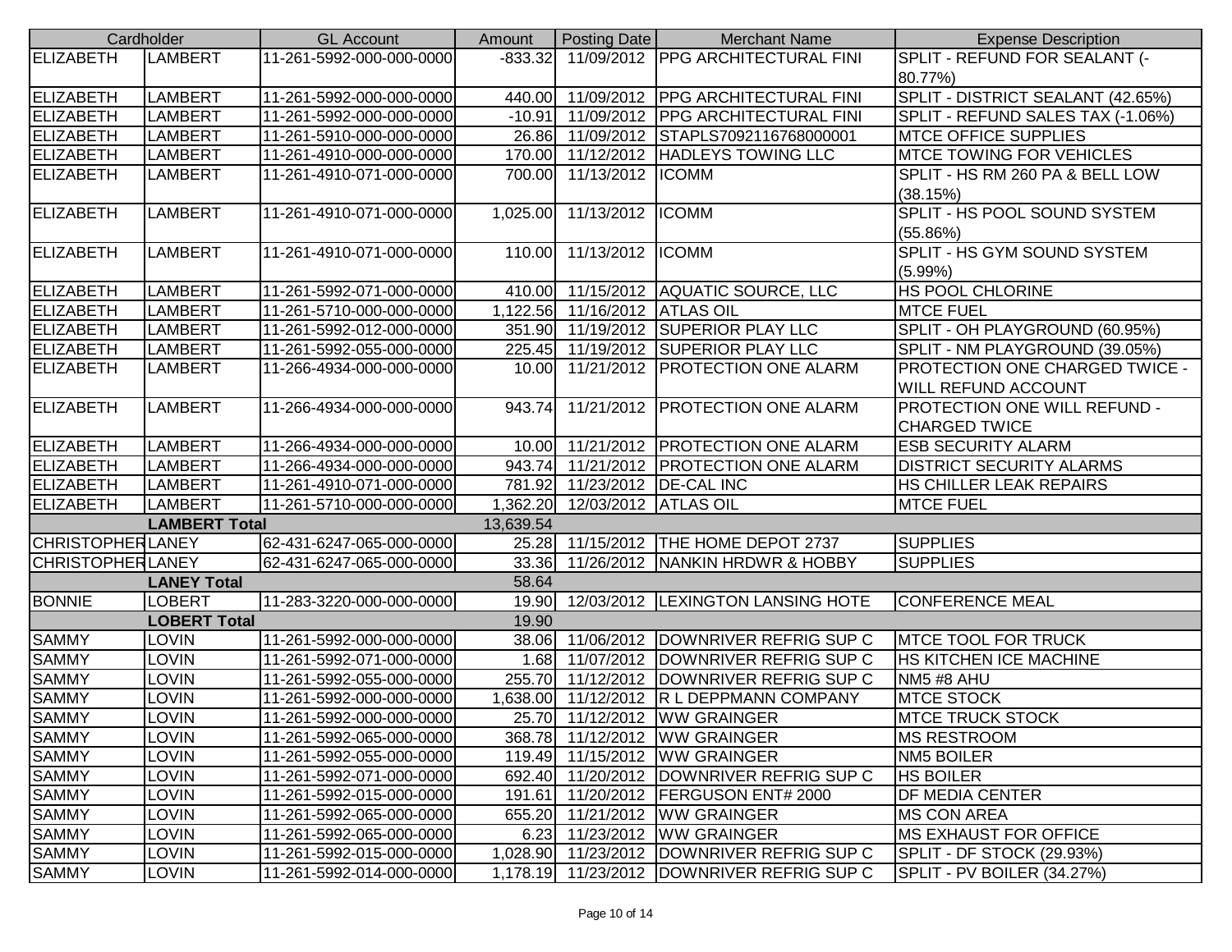| Cardholder | | GL Account | Amount | Posting Date | Merchant Name | Expense Description |
|---|---|---|---|---|---|---|
| ELIZABETH | LAMBERT | 11-261-5992-000-000-0000 | -833.32 | 11/09/2012 | PPG ARCHITECTURAL FINI | SPLIT - REFUND FOR SEALANT (-80.77%) |
| ELIZABETH | LAMBERT | 11-261-5992-000-000-0000 | 440.00 | 11/09/2012 | PPG ARCHITECTURAL FINI | SPLIT - DISTRICT SEALANT (42.65%) |
| ELIZABETH | LAMBERT | 11-261-5992-000-000-0000 | -10.91 | 11/09/2012 | PPG ARCHITECTURAL FINI | SPLIT - REFUND SALES TAX (-1.06%) |
| ELIZABETH | LAMBERT | 11-261-5910-000-000-0000 | 26.86 | 11/09/2012 | STAPLS7092116768000001 | MTCE OFFICE SUPPLIES |
| ELIZABETH | LAMBERT | 11-261-4910-000-000-0000 | 170.00 | 11/12/2012 | HADLEYS TOWING LLC | MTCE TOWING FOR VEHICLES |
| ELIZABETH | LAMBERT | 11-261-4910-071-000-0000 | 700.00 | 11/13/2012 | ICOMM | SPLIT - HS RM 260 PA & BELL LOW (38.15%) |
| ELIZABETH | LAMBERT | 11-261-4910-071-000-0000 | 1,025.00 | 11/13/2012 | ICOMM | SPLIT - HS POOL SOUND SYSTEM (55.86%) |
| ELIZABETH | LAMBERT | 11-261-4910-071-000-0000 | 110.00 | 11/13/2012 | ICOMM | SPLIT - HS GYM SOUND SYSTEM (5.99%) |
| ELIZABETH | LAMBERT | 11-261-5992-071-000-0000 | 410.00 | 11/15/2012 | AQUATIC SOURCE, LLC | HS POOL CHLORINE |
| ELIZABETH | LAMBERT | 11-261-5710-000-000-0000 | 1,122.56 | 11/16/2012 | ATLAS OIL | MTCE FUEL |
| ELIZABETH | LAMBERT | 11-261-5992-012-000-0000 | 351.90 | 11/19/2012 | SUPERIOR PLAY LLC | SPLIT - OH PLAYGROUND (60.95%) |
| ELIZABETH | LAMBERT | 11-261-5992-055-000-0000 | 225.45 | 11/19/2012 | SUPERIOR PLAY LLC | SPLIT - NM PLAYGROUND (39.05%) |
| ELIZABETH | LAMBERT | 11-266-4934-000-000-0000 | 10.00 | 11/21/2012 | PROTECTION ONE ALARM | PROTECTION ONE CHARGED TWICE - WILL REFUND ACCOUNT |
| ELIZABETH | LAMBERT | 11-266-4934-000-000-0000 | 943.74 | 11/21/2012 | PROTECTION ONE ALARM | PROTECTION ONE WILL REFUND - CHARGED TWICE |
| ELIZABETH | LAMBERT | 11-266-4934-000-000-0000 | 10.00 | 11/21/2012 | PROTECTION ONE ALARM | ESB SECURITY ALARM |
| ELIZABETH | LAMBERT | 11-266-4934-000-000-0000 | 943.74 | 11/21/2012 | PROTECTION ONE ALARM | DISTRICT SECURITY ALARMS |
| ELIZABETH | LAMBERT | 11-261-4910-071-000-0000 | 781.92 | 11/23/2012 | DE-CAL INC | HS CHILLER LEAK REPAIRS |
| ELIZABETH | LAMBERT | 11-261-5710-000-000-0000 | 1,362.20 | 12/03/2012 | ATLAS OIL | MTCE FUEL |
| | **LAMBERT Total** | | 13,639.54 | | | |
| CHRISTOPHER | LANEY | 62-431-6247-065-000-0000 | 25.28 | 11/15/2012 | THE HOME DEPOT 2737 | SUPPLIES |
| CHRISTOPHER | LANEY | 62-431-6247-065-000-0000 | 33.36 | 11/26/2012 | NANKIN HRDWR & HOBBY | SUPPLIES |
| | **LANEY Total** | | 58.64 | | | |
| BONNIE | LOBERT | 11-283-3220-000-000-0000 | 19.90 | 12/03/2012 | LEXINGTON LANSING HOTE | CONFERENCE MEAL |
| | **LOBERT Total** | | 19.90 | | | |
| SAMMY | LOVIN | 11-261-5992-000-000-0000 | 38.06 | 11/06/2012 | DOWNRIVER REFRIG SUP C | MTCE TOOL FOR TRUCK |
| SAMMY | LOVIN | 11-261-5992-071-000-0000 | 1.68 | 11/07/2012 | DOWNRIVER REFRIG SUP C | HS KITCHEN ICE MACHINE |
| SAMMY | LOVIN | 11-261-5992-055-000-0000 | 255.70 | 11/12/2012 | DOWNRIVER REFRIG SUP C | NM5 #8 AHU |
| SAMMY | LOVIN | 11-261-5992-000-000-0000 | 1,638.00 | 11/12/2012 | R L DEPPMANN COMPANY | MTCE STOCK |
| SAMMY | LOVIN | 11-261-5992-000-000-0000 | 25.70 | 11/12/2012 | WW GRAINGER | MTCE TRUCK STOCK |
| SAMMY | LOVIN | 11-261-5992-065-000-0000 | 368.78 | 11/12/2012 | WW GRAINGER | MS RESTROOM |
| SAMMY | LOVIN | 11-261-5992-055-000-0000 | 119.49 | 11/15/2012 | WW GRAINGER | NM5 BOILER |
| SAMMY | LOVIN | 11-261-5992-071-000-0000 | 692.40 | 11/20/2012 | DOWNRIVER REFRIG SUP C | HS BOILER |
| SAMMY | LOVIN | 11-261-5992-015-000-0000 | 191.61 | 11/20/2012 | FERGUSON ENT# 2000 | DF MEDIA CENTER |
| SAMMY | LOVIN | 11-261-5992-065-000-0000 | 655.20 | 11/21/2012 | WW GRAINGER | MS CON AREA |
| SAMMY | LOVIN | 11-261-5992-065-000-0000 | 6.23 | 11/23/2012 | WW GRAINGER | MS EXHAUST FOR OFFICE |
| SAMMY | LOVIN | 11-261-5992-015-000-0000 | 1,028.90 | 11/23/2012 | DOWNRIVER REFRIG SUP C | SPLIT - DF STOCK (29.93%) |
| SAMMY | LOVIN | 11-261-5992-014-000-0000 | 1,178.19 | 11/23/2012 | DOWNRIVER REFRIG SUP C | SPLIT - PV BOILER (34.27%) |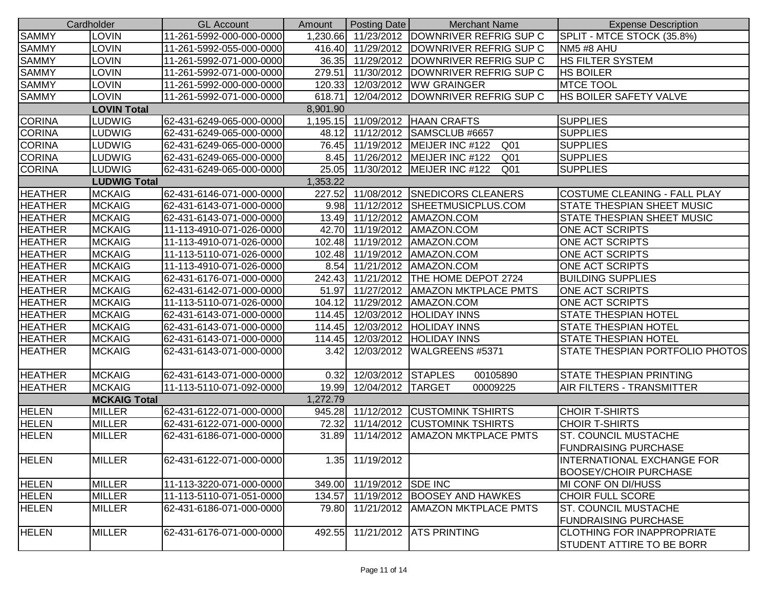| Cardholder | | GL Account | Amount | Posting Date | Merchant Name | Expense Description |
|---|---|---|---|---|---|---|
| SAMMY | LOVIN | 11-261-5992-000-000-0000 | 1,230.66 | 11/23/2012 | DOWNRIVER REFRIG SUP C | SPLIT - MTCE STOCK (35.8%) |
| SAMMY | LOVIN | 11-261-5992-055-000-0000 | 416.40 | 11/29/2012 | DOWNRIVER REFRIG SUP C | NM5 #8 AHU |
| SAMMY | LOVIN | 11-261-5992-071-000-0000 | 36.35 | 11/29/2012 | DOWNRIVER REFRIG SUP C | HS FILTER SYSTEM |
| SAMMY | LOVIN | 11-261-5992-071-000-0000 | 279.51 | 11/30/2012 | DOWNRIVER REFRIG SUP C | HS BOILER |
| SAMMY | LOVIN | 11-261-5992-000-000-0000 | 120.33 | 12/03/2012 | WW GRAINGER | MTCE TOOL |
| SAMMY | LOVIN | 11-261-5992-071-000-0000 | 618.71 | 12/04/2012 | DOWNRIVER REFRIG SUP C | HS BOILER SAFETY VALVE |
| | **LOVIN Total** | | 8,901.90 | | | |
| CORINA | LUDWIG | 62-431-6249-065-000-0000 | 1,195.15 | 11/09/2012 | HAAN CRAFTS | SUPPLIES |
| CORINA | LUDWIG | 62-431-6249-065-000-0000 | 48.12 | 11/12/2012 | SAMSCLUB #6657 | SUPPLIES |
| CORINA | LUDWIG | 62-431-6249-065-000-0000 | 76.45 | 11/19/2012 | MEIJER INC #122 Q01 | SUPPLIES |
| CORINA | LUDWIG | 62-431-6249-065-000-0000 | 8.45 | 11/26/2012 | MEIJER INC #122 Q01 | SUPPLIES |
| CORINA | LUDWIG | 62-431-6249-065-000-0000 | 25.05 | 11/30/2012 | MEIJER INC #122 Q01 | SUPPLIES |
| | **LUDWIG Total** | | 1,353.22 | | | |
| HEATHER | MCKAIG | 62-431-6146-071-000-0000 | 227.52 | 11/08/2012 | SNEDICORS CLEANERS | COSTUME CLEANING - FALL PLAY |
| HEATHER | MCKAIG | 62-431-6143-071-000-0000 | 9.98 | 11/12/2012 | SHEETMUSICPLUS.COM | STATE THESPIAN SHEET MUSIC |
| HEATHER | MCKAIG | 62-431-6143-071-000-0000 | 13.49 | 11/12/2012 | AMAZON.COM | STATE THESPIAN SHEET MUSIC |
| HEATHER | MCKAIG | 11-113-4910-071-026-0000 | 42.70 | 11/19/2012 | AMAZON.COM | ONE ACT SCRIPTS |
| HEATHER | MCKAIG | 11-113-4910-071-026-0000 | 102.48 | 11/19/2012 | AMAZON.COM | ONE ACT SCRIPTS |
| HEATHER | MCKAIG | 11-113-5110-071-026-0000 | 102.48 | 11/19/2012 | AMAZON.COM | ONE ACT SCRIPTS |
| HEATHER | MCKAIG | 11-113-4910-071-026-0000 | 8.54 | 11/21/2012 | AMAZON.COM | ONE ACT SCRIPTS |
| HEATHER | MCKAIG | 62-431-6176-071-000-0000 | 242.43 | 11/21/2012 | THE HOME DEPOT 2724 | BUILDING SUPPLIES |
| HEATHER | MCKAIG | 62-431-6142-071-000-0000 | 51.97 | 11/27/2012 | AMAZON MKTPLACE PMTS | ONE ACT SCRIPTS |
| HEATHER | MCKAIG | 11-113-5110-071-026-0000 | 104.12 | 11/29/2012 | AMAZON.COM | ONE ACT SCRIPTS |
| HEATHER | MCKAIG | 62-431-6143-071-000-0000 | 114.45 | 12/03/2012 | HOLIDAY INNS | STATE THESPIAN HOTEL |
| HEATHER | MCKAIG | 62-431-6143-071-000-0000 | 114.45 | 12/03/2012 | HOLIDAY INNS | STATE THESPIAN HOTEL |
| HEATHER | MCKAIG | 62-431-6143-071-000-0000 | 114.45 | 12/03/2012 | HOLIDAY INNS | STATE THESPIAN HOTEL |
| HEATHER | MCKAIG | 62-431-6143-071-000-0000 | 3.42 | 12/03/2012 | WALGREENS #5371 | STATE THESPIAN PORTFOLIO PHOTOS |
| HEATHER | MCKAIG | 62-431-6143-071-000-0000 | 0.32 | 12/03/2012 | STAPLES 00105890 | STATE THESPIAN PRINTING |
| HEATHER | MCKAIG | 11-113-5110-071-092-0000 | 19.99 | 12/04/2012 | TARGET 00009225 | AIR FILTERS - TRANSMITTER |
| | **MCKAIG Total** | | 1,272.79 | | | |
| HELEN | MILLER | 62-431-6122-071-000-0000 | 945.28 | 11/12/2012 | CUSTOMINK TSHIRTS | CHOIR T-SHIRTS |
| HELEN | MILLER | 62-431-6122-071-000-0000 | 72.32 | 11/14/2012 | CUSTOMINK TSHIRTS | CHOIR T-SHIRTS |
| HELEN | MILLER | 62-431-6186-071-000-0000 | 31.89 | 11/14/2012 | AMAZON MKTPLACE PMTS | ST. COUNCIL MUSTACHE FUNDRAISING PURCHASE |
| HELEN | MILLER | 62-431-6122-071-000-0000 | 1.35 | 11/19/2012 | | INTERNATIONAL EXCHANGE FOR BOOSEY/CHOIR PURCHASE |
| HELEN | MILLER | 11-113-3220-071-000-0000 | 349.00 | 11/19/2012 | SDE INC | MI CONF ON DI/HUSS |
| HELEN | MILLER | 11-113-5110-071-051-0000 | 134.57 | 11/19/2012 | BOOSEY AND HAWKES | CHOIR FULL SCORE |
| HELEN | MILLER | 62-431-6186-071-000-0000 | 79.80 | 11/21/2012 | AMAZON MKTPLACE PMTS | ST. COUNCIL MUSTACHE FUNDRAISING PURCHASE |
| HELEN | MILLER | 62-431-6176-071-000-0000 | 492.55 | 11/21/2012 | ATS PRINTING | CLOTHING FOR INAPPROPRIATE STUDENT ATTIRE TO BE BORR |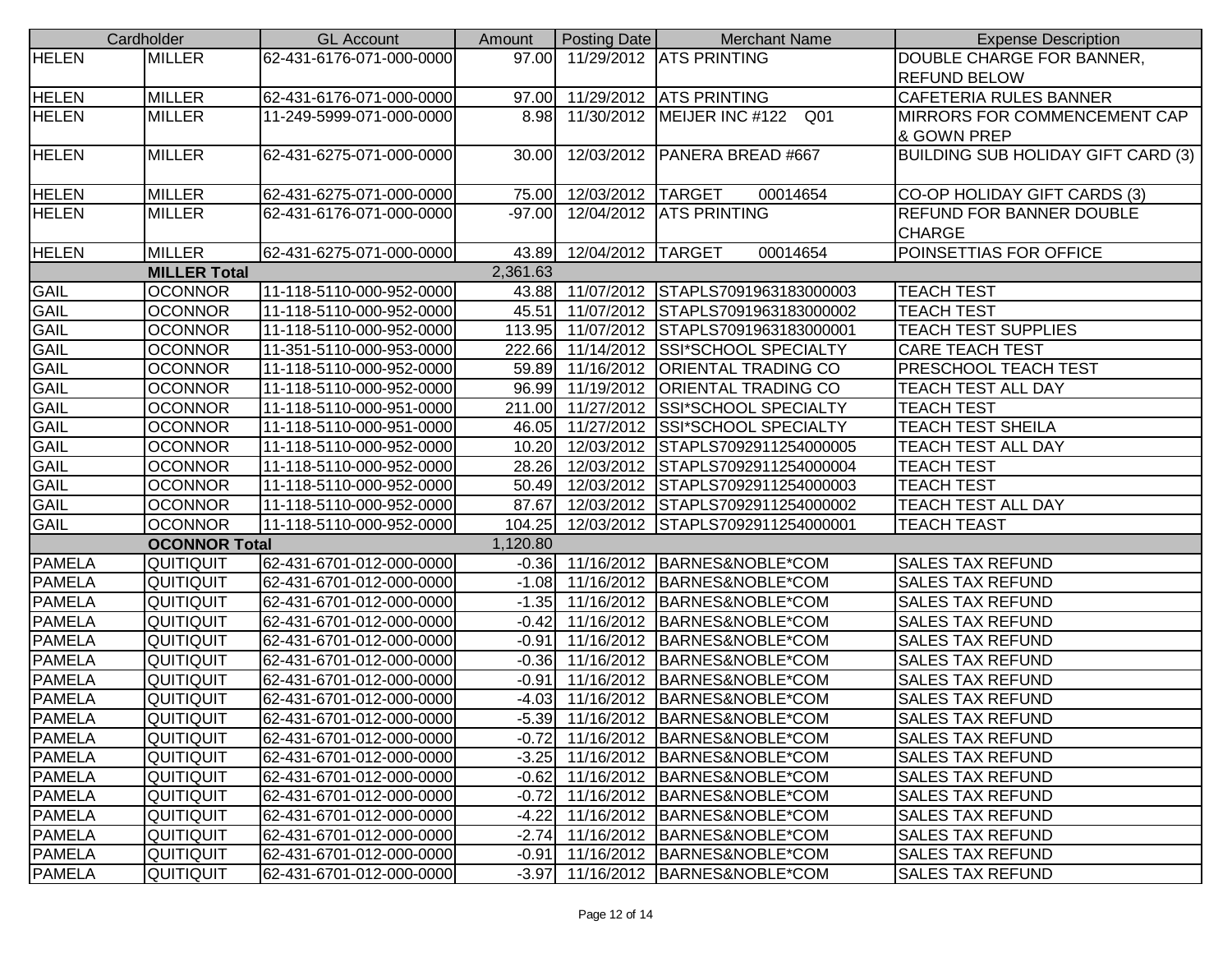| Cardholder | | GL Account | Amount | Posting Date | Merchant Name | Expense Description |
|---|---|---|---|---|---|---|
| HELEN | MILLER | 62-431-6176-071-000-0000 | 97.00 | 11/29/2012 | ATS PRINTING | DOUBLE CHARGE FOR BANNER, REFUND BELOW |
| HELEN | MILLER | 62-431-6176-071-000-0000 | 97.00 | 11/29/2012 | ATS PRINTING | CAFETERIA RULES BANNER |
| HELEN | MILLER | 11-249-5999-071-000-0000 | 8.98 | 11/30/2012 | MEIJER INC #122 Q01 | MIRRORS FOR COMMENCEMENT CAP & GOWN PREP |
| HELEN | MILLER | 62-431-6275-071-000-0000 | 30.00 | 12/03/2012 | PANERA BREAD #667 | BUILDING SUB HOLIDAY GIFT CARD (3) |
| HELEN | MILLER | 62-431-6275-071-000-0000 | 75.00 | 12/03/2012 | TARGET 00014654 | CO-OP HOLIDAY GIFT CARDS (3) |
| HELEN | MILLER | 62-431-6176-071-000-0000 | -97.00 | 12/04/2012 | ATS PRINTING | REFUND FOR BANNER DOUBLE CHARGE |
| HELEN | MILLER | 62-431-6275-071-000-0000 | 43.89 | 12/04/2012 | TARGET 00014654 | POINSETTIAS FOR OFFICE |
| | **MILLER Total** | | 2,361.63 | | | |
| GAIL | OCONNOR | 11-118-5110-000-952-0000 | 43.88 | 11/07/2012 | STAPLS7091963183000003 | TEACH TEST |
| GAIL | OCONNOR | 11-118-5110-000-952-0000 | 45.51 | 11/07/2012 | STAPLS7091963183000002 | TEACH TEST |
| GAIL | OCONNOR | 11-118-5110-000-952-0000 | 113.95 | 11/07/2012 | STAPLS7091963183000001 | TEACH TEST SUPPLIES |
| GAIL | OCONNOR | 11-351-5110-000-953-0000 | 222.66 | 11/14/2012 | SSI*SCHOOL SPECIALTY | CARE TEACH TEST |
| GAIL | OCONNOR | 11-118-5110-000-952-0000 | 59.89 | 11/16/2012 | ORIENTAL TRADING CO | PRESCHOOL TEACH TEST |
| GAIL | OCONNOR | 11-118-5110-000-952-0000 | 96.99 | 11/19/2012 | ORIENTAL TRADING CO | TEACH TEST ALL DAY |
| GAIL | OCONNOR | 11-118-5110-000-951-0000 | 211.00 | 11/27/2012 | SSI*SCHOOL SPECIALTY | TEACH TEST |
| GAIL | OCONNOR | 11-118-5110-000-951-0000 | 46.05 | 11/27/2012 | SSI*SCHOOL SPECIALTY | TEACH TEST SHEILA |
| GAIL | OCONNOR | 11-118-5110-000-952-0000 | 10.20 | 12/03/2012 | STAPLS7092911254000005 | TEACH TEST ALL DAY |
| GAIL | OCONNOR | 11-118-5110-000-952-0000 | 28.26 | 12/03/2012 | STAPLS7092911254000004 | TEACH TEST |
| GAIL | OCONNOR | 11-118-5110-000-952-0000 | 50.49 | 12/03/2012 | STAPLS7092911254000003 | TEACH TEST |
| GAIL | OCONNOR | 11-118-5110-000-952-0000 | 87.67 | 12/03/2012 | STAPLS7092911254000002 | TEACH TEST ALL DAY |
| GAIL | OCONNOR | 11-118-5110-000-952-0000 | 104.25 | 12/03/2012 | STAPLS7092911254000001 | TEACH TEAST |
| | **OCONNOR Total** | | 1,120.80 | | | |
| PAMELA | QUITIQUIT | 62-431-6701-012-000-0000 | -0.36 | 11/16/2012 | BARNES&NOBLE*COM | SALES TAX REFUND |
| PAMELA | QUITIQUIT | 62-431-6701-012-000-0000 | -1.08 | 11/16/2012 | BARNES&NOBLE*COM | SALES TAX REFUND |
| PAMELA | QUITIQUIT | 62-431-6701-012-000-0000 | -1.35 | 11/16/2012 | BARNES&NOBLE*COM | SALES TAX REFUND |
| PAMELA | QUITIQUIT | 62-431-6701-012-000-0000 | -0.42 | 11/16/2012 | BARNES&NOBLE*COM | SALES TAX REFUND |
| PAMELA | QUITIQUIT | 62-431-6701-012-000-0000 | -0.91 | 11/16/2012 | BARNES&NOBLE*COM | SALES TAX REFUND |
| PAMELA | QUITIQUIT | 62-431-6701-012-000-0000 | -0.36 | 11/16/2012 | BARNES&NOBLE*COM | SALES TAX REFUND |
| PAMELA | QUITIQUIT | 62-431-6701-012-000-0000 | -0.91 | 11/16/2012 | BARNES&NOBLE*COM | SALES TAX REFUND |
| PAMELA | QUITIQUIT | 62-431-6701-012-000-0000 | -4.03 | 11/16/2012 | BARNES&NOBLE*COM | SALES TAX REFUND |
| PAMELA | QUITIQUIT | 62-431-6701-012-000-0000 | -5.39 | 11/16/2012 | BARNES&NOBLE*COM | SALES TAX REFUND |
| PAMELA | QUITIQUIT | 62-431-6701-012-000-0000 | -0.72 | 11/16/2012 | BARNES&NOBLE*COM | SALES TAX REFUND |
| PAMELA | QUITIQUIT | 62-431-6701-012-000-0000 | -3.25 | 11/16/2012 | BARNES&NOBLE*COM | SALES TAX REFUND |
| PAMELA | QUITIQUIT | 62-431-6701-012-000-0000 | -0.62 | 11/16/2012 | BARNES&NOBLE*COM | SALES TAX REFUND |
| PAMELA | QUITIQUIT | 62-431-6701-012-000-0000 | -0.72 | 11/16/2012 | BARNES&NOBLE*COM | SALES TAX REFUND |
| PAMELA | QUITIQUIT | 62-431-6701-012-000-0000 | -4.22 | 11/16/2012 | BARNES&NOBLE*COM | SALES TAX REFUND |
| PAMELA | QUITIQUIT | 62-431-6701-012-000-0000 | -2.74 | 11/16/2012 | BARNES&NOBLE*COM | SALES TAX REFUND |
| PAMELA | QUITIQUIT | 62-431-6701-012-000-0000 | -0.91 | 11/16/2012 | BARNES&NOBLE*COM | SALES TAX REFUND |
| PAMELA | QUITIQUIT | 62-431-6701-012-000-0000 | -3.97 | 11/16/2012 | BARNES&NOBLE*COM | SALES TAX REFUND |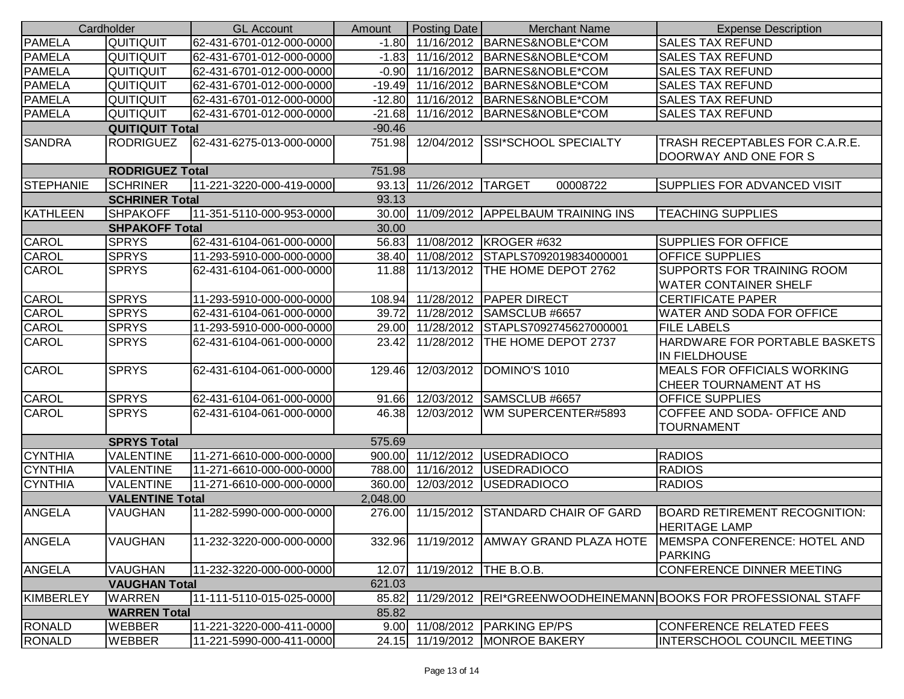| Cardholder | | GL Account | Amount | Posting Date | Merchant Name | Expense Description |
|---|---|---|---|---|---|---|
| PAMELA | QUITIQUIT | 62-431-6701-012-000-0000 | -1.80 | 11/16/2012 | BARNES&NOBLE*COM | SALES TAX REFUND |
| PAMELA | QUITIQUIT | 62-431-6701-012-000-0000 | -1.83 | 11/16/2012 | BARNES&NOBLE*COM | SALES TAX REFUND |
| PAMELA | QUITIQUIT | 62-431-6701-012-000-0000 | -0.90 | 11/16/2012 | BARNES&NOBLE*COM | SALES TAX REFUND |
| PAMELA | QUITIQUIT | 62-431-6701-012-000-0000 | -19.49 | 11/16/2012 | BARNES&NOBLE*COM | SALES TAX REFUND |
| PAMELA | QUITIQUIT | 62-431-6701-012-000-0000 | -12.80 | 11/16/2012 | BARNES&NOBLE*COM | SALES TAX REFUND |
| PAMELA | QUITIQUIT | 62-431-6701-012-000-0000 | -21.68 | 11/16/2012 | BARNES&NOBLE*COM | SALES TAX REFUND |
| | QUITIQUIT Total | | -90.46 | | | |
| SANDRA | RODRIGUEZ | 62-431-6275-013-000-0000 | 751.98 | 12/04/2012 | SSI*SCHOOL SPECIALTY | TRASH RECEPTABLES FOR C.A.R.E. DOORWAY AND ONE FOR S |
| | RODRIGUEZ Total | | 751.98 | | | |
| STEPHANIE | SCHRINER | 11-221-3220-000-419-0000 | 93.13 | 11/26/2012 | TARGET 00008722 | SUPPLIES FOR ADVANCED VISIT |
| | SCHRINER Total | | 93.13 | | | |
| KATHLEEN | SHPAKOFF | 11-351-5110-000-953-0000 | 30.00 | 11/09/2012 | APPELBAUM TRAINING INS | TEACHING SUPPLIES |
| | SHPAKOFF Total | | 30.00 | | | |
| CAROL | SPRYS | 62-431-6104-061-000-0000 | 56.83 | 11/08/2012 | KROGER #632 | SUPPLIES FOR OFFICE |
| CAROL | SPRYS | 11-293-5910-000-000-0000 | 38.40 | 11/08/2012 | STAPLS7092019834000001 | OFFICE SUPPLIES |
| CAROL | SPRYS | 62-431-6104-061-000-0000 | 11.88 | 11/13/2012 | THE HOME DEPOT 2762 | SUPPORTS FOR TRAINING ROOM WATER CONTAINER SHELF |
| CAROL | SPRYS | 11-293-5910-000-000-0000 | 108.94 | 11/28/2012 | PAPER DIRECT | CERTIFICATE PAPER |
| CAROL | SPRYS | 62-431-6104-061-000-0000 | 39.72 | 11/28/2012 | SAMSCLUB #6657 | WATER AND SODA FOR OFFICE |
| CAROL | SPRYS | 11-293-5910-000-000-0000 | 29.00 | 11/28/2012 | STAPLS7092745627000001 | FILE LABELS |
| CAROL | SPRYS | 62-431-6104-061-000-0000 | 23.42 | 11/28/2012 | THE HOME DEPOT 2737 | HARDWARE FOR PORTABLE BASKETS IN FIELDHOUSE |
| CAROL | SPRYS | 62-431-6104-061-000-0000 | 129.46 | 12/03/2012 | DOMINO'S 1010 | MEALS FOR OFFICIALS WORKING CHEER TOURNAMENT AT HS |
| CAROL | SPRYS | 62-431-6104-061-000-0000 | 91.66 | 12/03/2012 | SAMSCLUB #6657 | OFFICE SUPPLIES |
| CAROL | SPRYS | 62-431-6104-061-000-0000 | 46.38 | 12/03/2012 | WM SUPERCENTER#5893 | COFFEE AND SODA- OFFICE AND TOURNAMENT |
| | SPRYS Total | | 575.69 | | | |
| CYNTHIA | VALENTINE | 11-271-6610-000-000-0000 | 900.00 | 11/12/2012 | USEDRADIOCO | RADIOS |
| CYNTHIA | VALENTINE | 11-271-6610-000-000-0000 | 788.00 | 11/16/2012 | USEDRADIOCO | RADIOS |
| CYNTHIA | VALENTINE | 11-271-6610-000-000-0000 | 360.00 | 12/03/2012 | USEDRADIOCO | RADIOS |
| | VALENTINE Total | | 2,048.00 | | | |
| ANGELA | VAUGHAN | 11-282-5990-000-000-0000 | 276.00 | 11/15/2012 | STANDARD CHAIR OF GARD | BOARD RETIREMENT RECOGNITION: HERITAGE LAMP |
| ANGELA | VAUGHAN | 11-232-3220-000-000-0000 | 332.96 | 11/19/2012 | AMWAY GRAND PLAZA HOTE | MEMSPA CONFERENCE: HOTEL AND PARKING |
| ANGELA | VAUGHAN | 11-232-3220-000-000-0000 | 12.07 | 11/19/2012 | THE B.O.B. | CONFERENCE DINNER MEETING |
| | VAUGHAN Total | | 621.03 | | | |
| KIMBERLEY | WARREN | 11-111-5110-015-025-0000 | 85.82 | 11/29/2012 | REI*GREENWOODHEINEMANN | BOOKS FOR PROFESSIONAL STAFF |
| | WARREN Total | | 85.82 | | | |
| RONALD | WEBBER | 11-221-3220-000-411-0000 | 9.00 | 11/08/2012 | PARKING EP/PS | CONFERENCE RELATED FEES |
| RONALD | WEBBER | 11-221-5990-000-411-0000 | 24.15 | 11/19/2012 | MONROE BAKERY | INTERSCHOOL COUNCIL MEETING |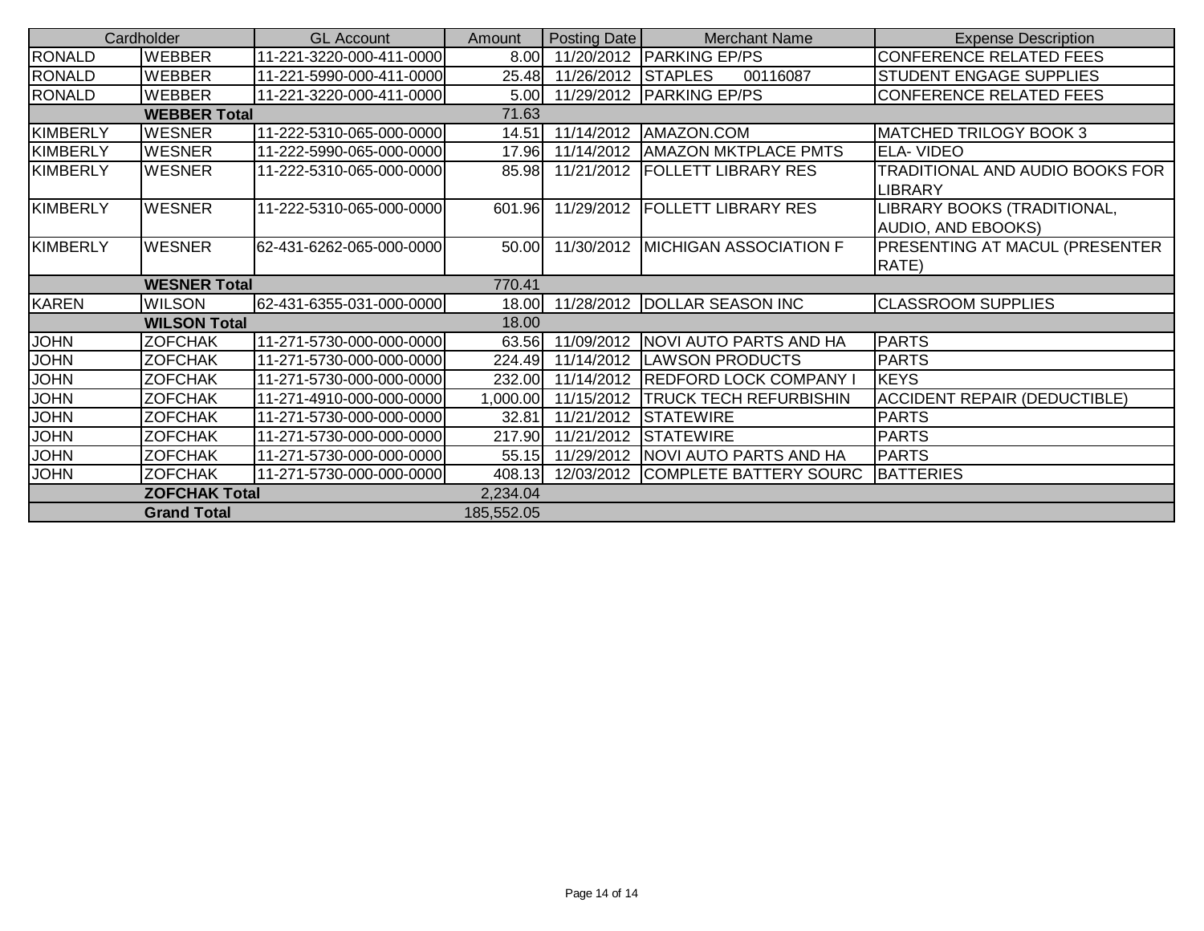| Cardholder | | GL Account | Amount | Posting Date | Merchant Name | Expense Description |
|---|---|---|---|---|---|---|
| RONALD | WEBBER | 11-221-3220-000-411-0000 | 8.00 | 11/20/2012 | PARKING EP/PS | CONFERENCE RELATED FEES |
| RONALD | WEBBER | 11-221-5990-000-411-0000 | 25.48 | 11/26/2012 | STAPLES 00116087 | STUDENT ENGAGE SUPPLIES |
| RONALD | WEBBER | 11-221-3220-000-411-0000 | 5.00 | 11/29/2012 | PARKING EP/PS | CONFERENCE RELATED FEES |
| | **WEBBER Total** | | 71.63 | | | |
| KIMBERLY | WESNER | 11-222-5310-065-000-0000 | 14.51 | 11/14/2012 | AMAZON.COM | MATCHED TRILOGY BOOK 3 |
| KIMBERLY | WESNER | 11-222-5990-065-000-0000 | 17.96 | 11/14/2012 | AMAZON MKTPLACE PMTS | ELA- VIDEO |
| KIMBERLY | WESNER | 11-222-5310-065-000-0000 | 85.98 | 11/21/2012 | FOLLETT LIBRARY RES | TRADITIONAL AND AUDIO BOOKS FOR LIBRARY |
| KIMBERLY | WESNER | 11-222-5310-065-000-0000 | 601.96 | 11/29/2012 | FOLLETT LIBRARY RES | LIBRARY BOOKS (TRADITIONAL, AUDIO, AND EBOOKS) |
| KIMBERLY | WESNER | 62-431-6262-065-000-0000 | 50.00 | 11/30/2012 | MICHIGAN ASSOCIATION F | PRESENTING AT MACUL (PRESENTER RATE) |
| | **WESNER Total** | | 770.41 | | | |
| KAREN | WILSON | 62-431-6355-031-000-0000 | 18.00 | 11/28/2012 | DOLLAR SEASON INC | CLASSROOM SUPPLIES |
| | **WILSON Total** | | 18.00 | | | |
| JOHN | ZOFCHAK | 11-271-5730-000-000-0000 | 63.56 | 11/09/2012 | NOVI AUTO PARTS AND HA | PARTS |
| JOHN | ZOFCHAK | 11-271-5730-000-000-0000 | 224.49 | 11/14/2012 | LAWSON PRODUCTS | PARTS |
| JOHN | ZOFCHAK | 11-271-5730-000-000-0000 | 232.00 | 11/14/2012 | REDFORD LOCK COMPANY I | KEYS |
| JOHN | ZOFCHAK | 11-271-4910-000-000-0000 | 1,000.00 | 11/15/2012 | TRUCK TECH REFURBISHIN | ACCIDENT REPAIR (DEDUCTIBLE) |
| JOHN | ZOFCHAK | 11-271-5730-000-000-0000 | 32.81 | 11/21/2012 | STATEWIRE | PARTS |
| JOHN | ZOFCHAK | 11-271-5730-000-000-0000 | 217.90 | 11/21/2012 | STATEWIRE | PARTS |
| JOHN | ZOFCHAK | 11-271-5730-000-000-0000 | 55.15 | 11/29/2012 | NOVI AUTO PARTS AND HA | PARTS |
| JOHN | ZOFCHAK | 11-271-5730-000-000-0000 | 408.13 | 12/03/2012 | COMPLETE BATTERY SOURC | BATTERIES |
| | **ZOFCHAK Total** | | 2,234.04 | | | |
| | **Grand Total** | | 185,552.05 | | | |